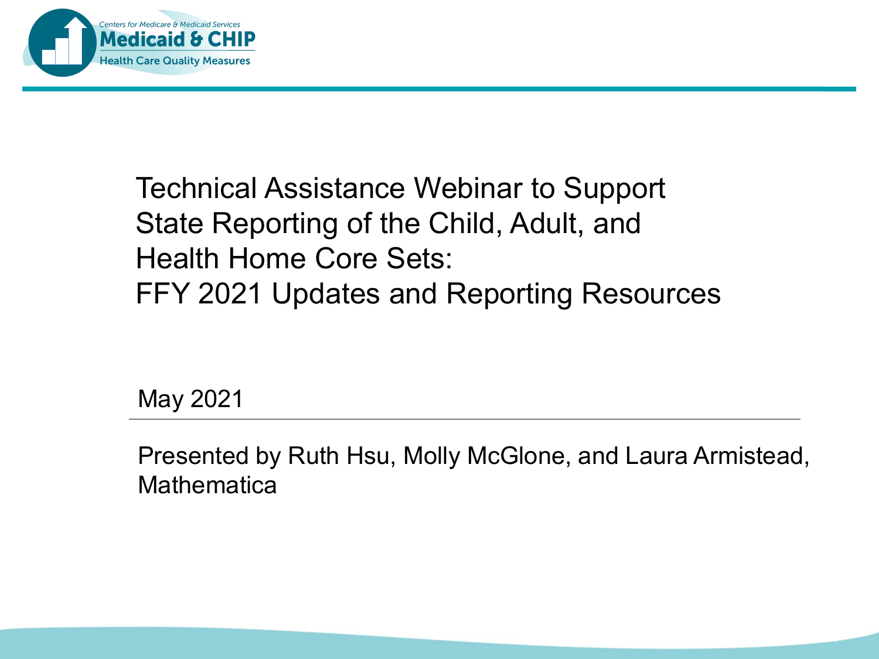Centers for Medicare & Medicaid Services
Medicaid & CHIP
Health Care Quality Measures

# Technical Assistance Webinar to Support State Reporting of the Child, Adult, and Health Home Core Sets: FFY 2021 Updates and Reporting Resources

May 2021

Presented by Ruth Hsu, Molly McGlone, and Laura Armistead, Mathematica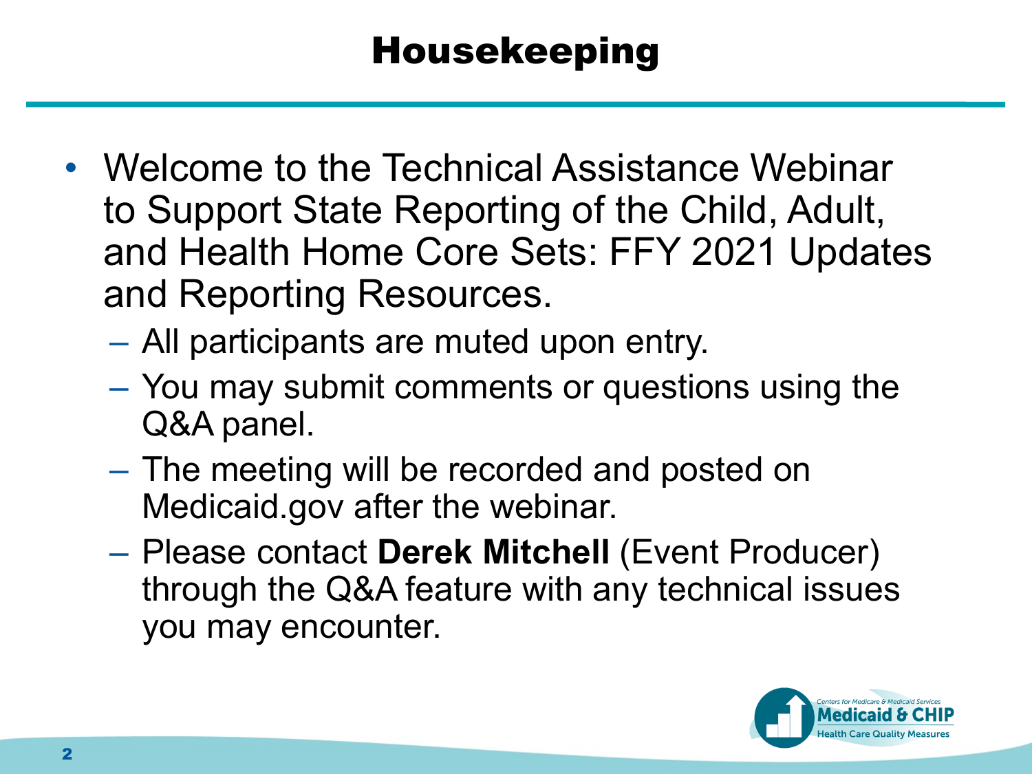# Housekeeping

- Welcome to the Technical Assistance Webinar to Support State Reporting of the Child, Adult, and Health Home Core Sets: FFY 2021 Updates and Reporting Resources.
  - All participants are muted upon entry.
  - You may submit comments or questions using the Q&A panel.
  - The meeting will be recorded and posted on Medicaid.gov after the webinar.
  - Please contact **Derek Mitchell** (Event Producer) through the Q&A feature with any technical issues you may encounter.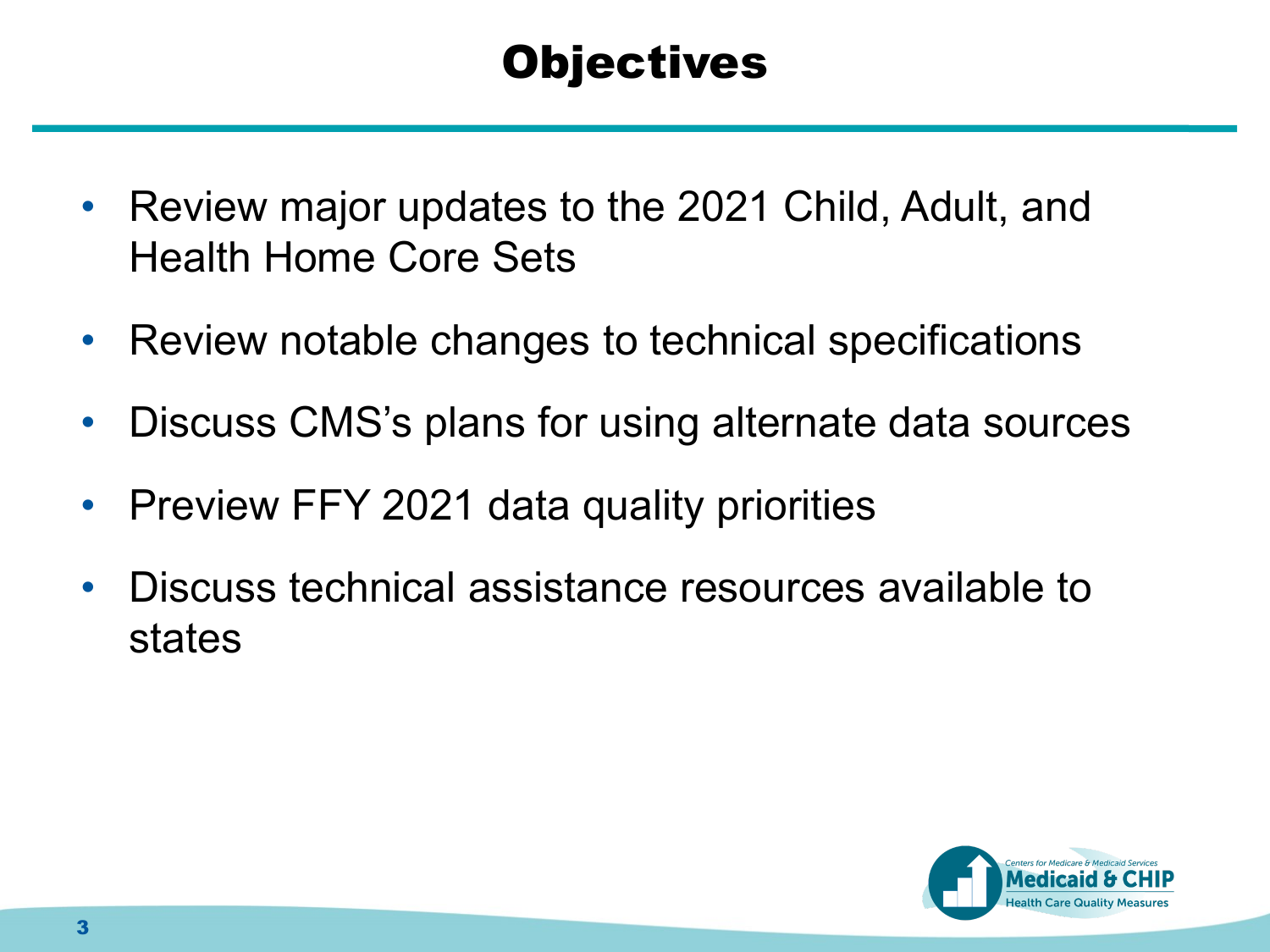# Objectives

- Review major updates to the 2021 Child, Adult, and Health Home Core Sets
- Review notable changes to technical specifications
- Discuss CMS's plans for using alternate data sources
- Preview FFY 2021 data quality priorities
- Discuss technical assistance resources available to states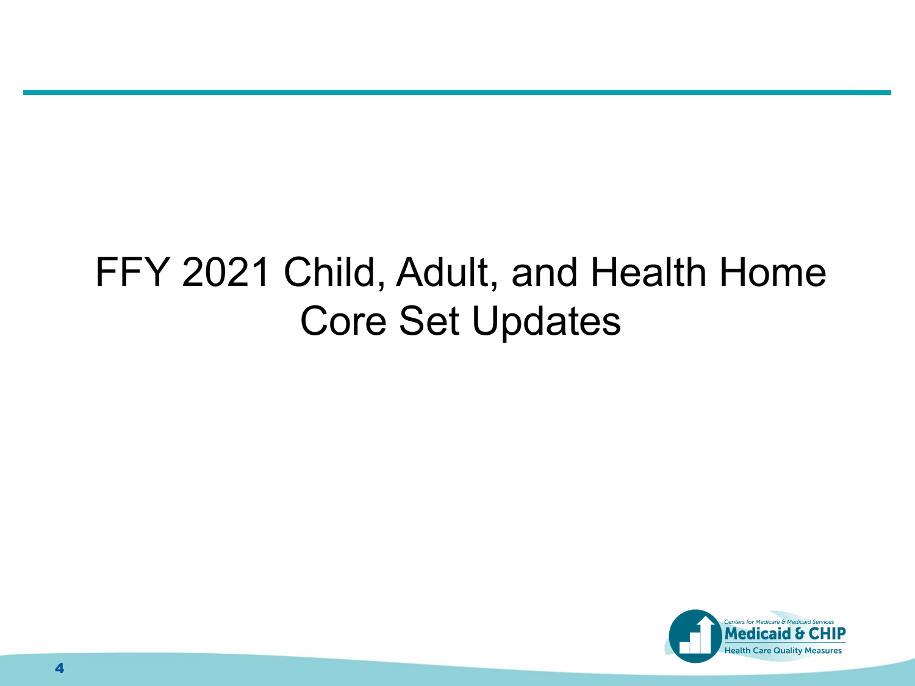# FFY 2021 Child, Adult, and Health Home Core Set Updates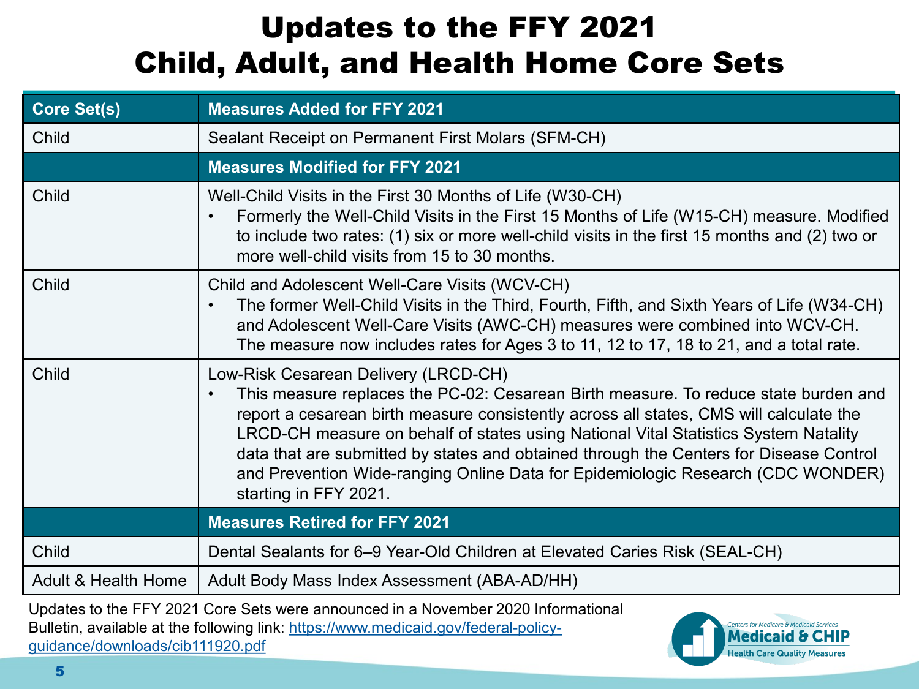# Updates to the FFY 2021 Child, Adult, and Health Home Core Sets

| Core Set(s) | Measures Added for FFY 2021 |
| --- | --- |
| Child | Sealant Receipt on Permanent First Molars (SFM-CH) |
| | **Measures Modified for FFY 2021** |
| Child | Well-Child Visits in the First 30 Months of Life (W30-CH)<br>• Formerly the Well-Child Visits in the First 15 Months of Life (W15-CH) measure. Modified to include two rates: (1) six or more well-child visits in the first 15 months and (2) two or more well-child visits from 15 to 30 months. |
| Child | Child and Adolescent Well-Care Visits (WCV-CH)<br>• The former Well-Child Visits in the Third, Fourth, Fifth, and Sixth Years of Life (W34-CH) and Adolescent Well-Care Visits (AWC-CH) measures were combined into WCV-CH. The measure now includes rates for Ages 3 to 11, 12 to 17, 18 to 21, and a total rate. |
| Child | Low-Risk Cesarean Delivery (LRCD-CH)<br>• This measure replaces the PC-02: Cesarean Birth measure. To reduce state burden and report a cesarean birth measure consistently across all states, CMS will calculate the LRCD-CH measure on behalf of states using National Vital Statistics System Natality data that are submitted by states and obtained through the Centers for Disease Control and Prevention Wide-ranging Online Data for Epidemiologic Research (CDC WONDER) starting in FFY 2021. |
| | **Measures Retired for FFY 2021** |
| Child | Dental Sealants for 6–9 Year-Old Children at Elevated Caries Risk (SEAL-CH) |
| Adult & Health Home | Adult Body Mass Index Assessment (ABA-AD/HH) |

Updates to the FFY 2021 Core Sets were announced in a November 2020 Informational Bulletin, available at the following link: https://www.medicaid.gov/federal-policy-guidance/downloads/cib111920.pdf

Centers for Medicare & Medicaid Services
Medicaid & CHIP
Health Care Quality Measures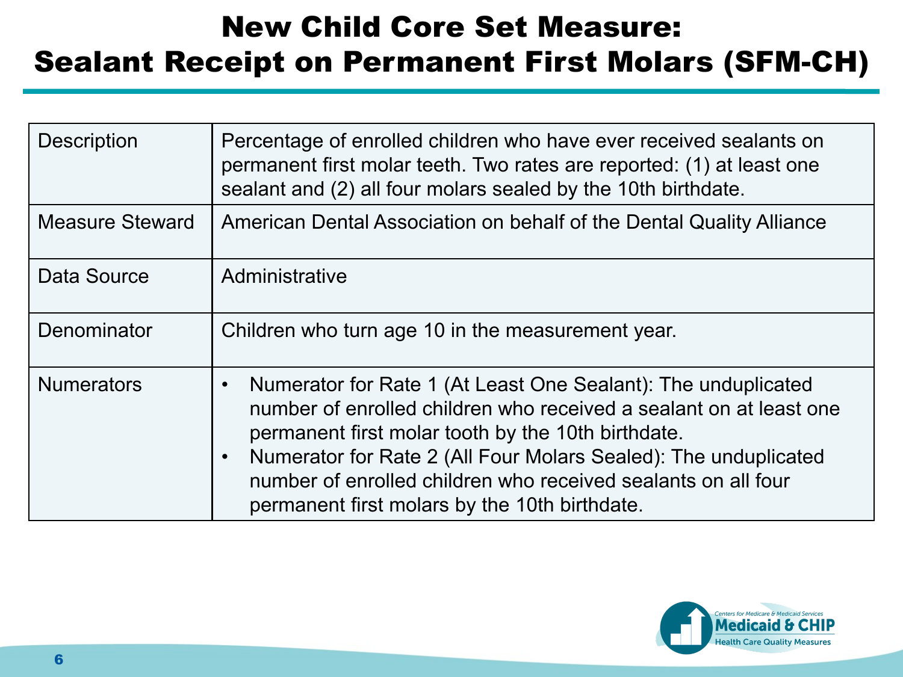# New Child Core Set Measure: Sealant Receipt on Permanent First Molars (SFM-CH)

| | |
|---|---|
| Description | Percentage of enrolled children who have ever received sealants on permanent first molar teeth. Two rates are reported: (1) at least one sealant and (2) all four molars sealed by the 10th birthdate. |
| Measure Steward | American Dental Association on behalf of the Dental Quality Alliance |
| Data Source | Administrative |
| Denominator | Children who turn age 10 in the measurement year. |
| Numerators | • Numerator for Rate 1 (At Least One Sealant): The unduplicated number of enrolled children who received a sealant on at least one permanent first molar tooth by the 10th birthdate.<br>• Numerator for Rate 2 (All Four Molars Sealed): The unduplicated number of enrolled children who received sealants on all four permanent first molars by the 10th birthdate. |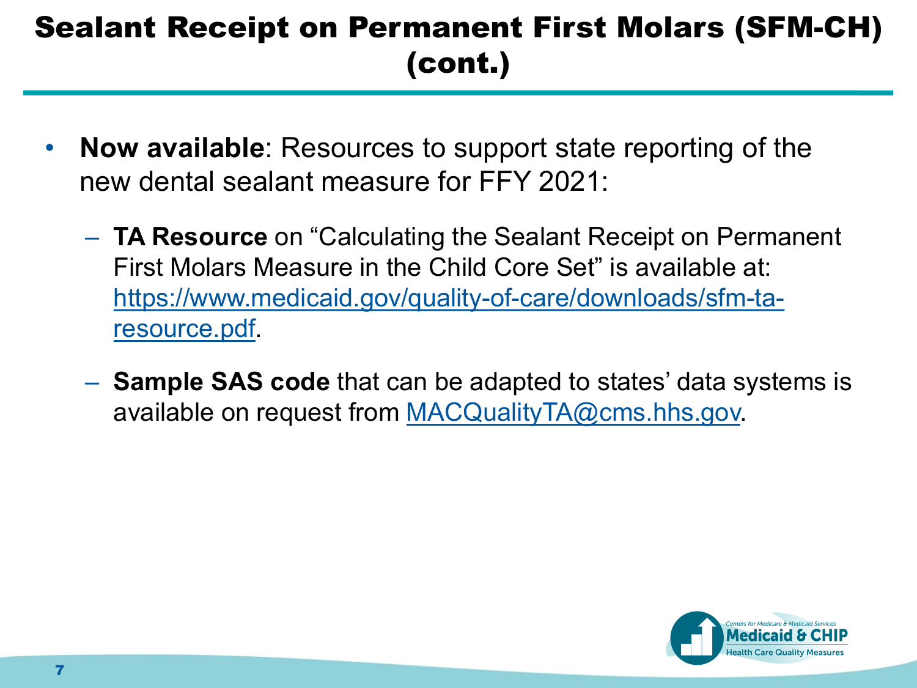# Sealant Receipt on Permanent First Molars (SFM-CH) (cont.)

- **Now available**: Resources to support state reporting of the new dental sealant measure for FFY 2021:
  - **TA Resource** on “Calculating the Sealant Receipt on Permanent First Molars Measure in the Child Core Set” is available at: https://www.medicaid.gov/quality-of-care/downloads/sfm-ta-resource.pdf.
  - **Sample SAS code** that can be adapted to states’ data systems is available on request from MACQualityTA@cms.hhs.gov.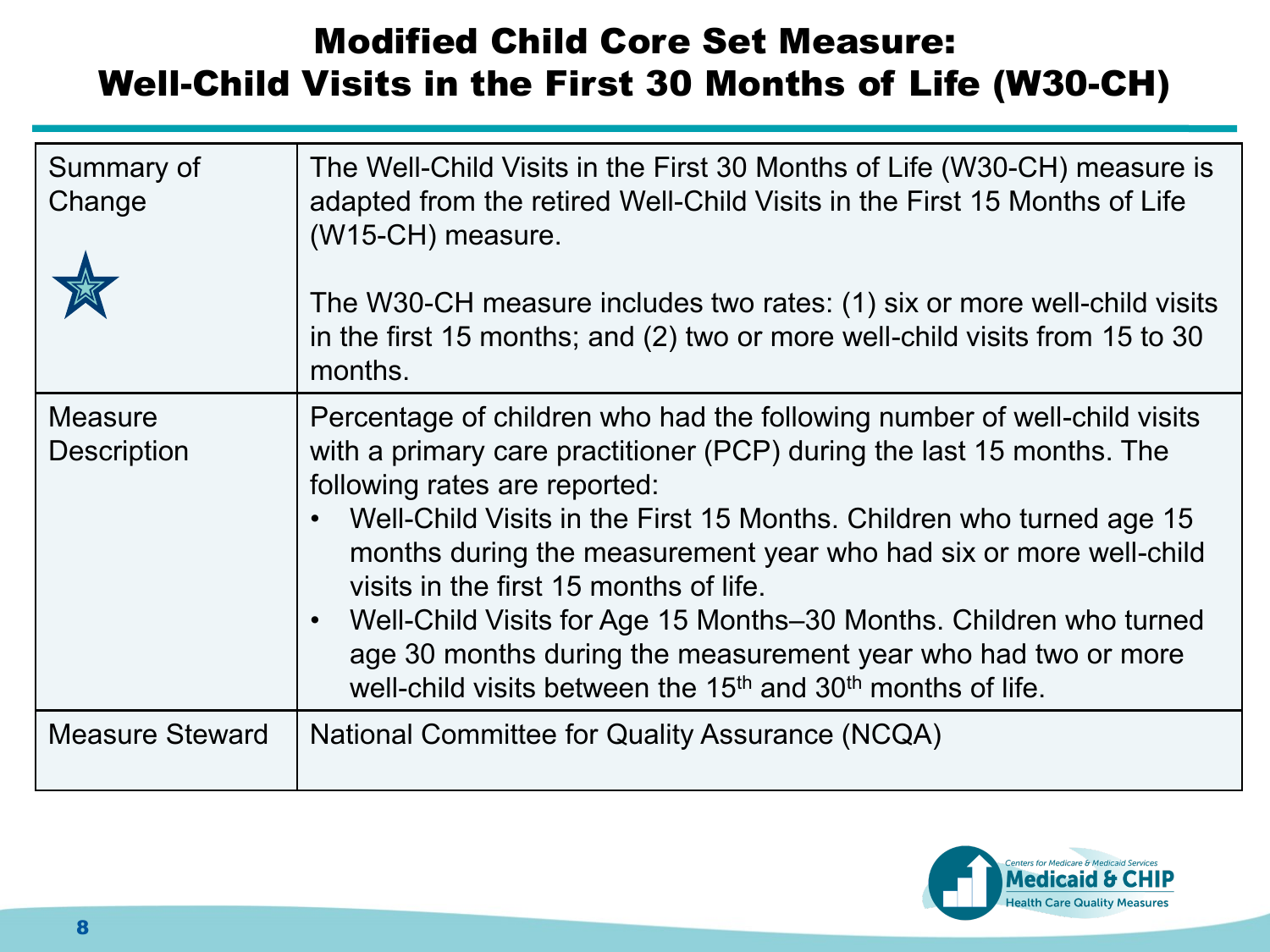# Modified Child Core Set Measure: Well-Child Visits in the First 30 Months of Life (W30-CH)

| | |
|---|---|
| Summary of Change | The Well-Child Visits in the First 30 Months of Life (W30-CH) measure is adapted from the retired Well-Child Visits in the First 15 Months of Life (W15-CH) measure.<br><br>The W30-CH measure includes two rates: (1) six or more well-child visits in the first 15 months; and (2) two or more well-child visits from 15 to 30 months. |
| Measure Description | Percentage of children who had the following number of well-child visits with a primary care practitioner (PCP) during the last 15 months. The following rates are reported:<br>• Well-Child Visits in the First 15 Months. Children who turned age 15 months during the measurement year who had six or more well-child visits in the first 15 months of life.<br>• Well-Child Visits for Age 15 Months–30 Months. Children who turned age 30 months during the measurement year who had two or more well-child visits between the 15th and 30th months of life. |
| Measure Steward | National Committee for Quality Assurance (NCQA) |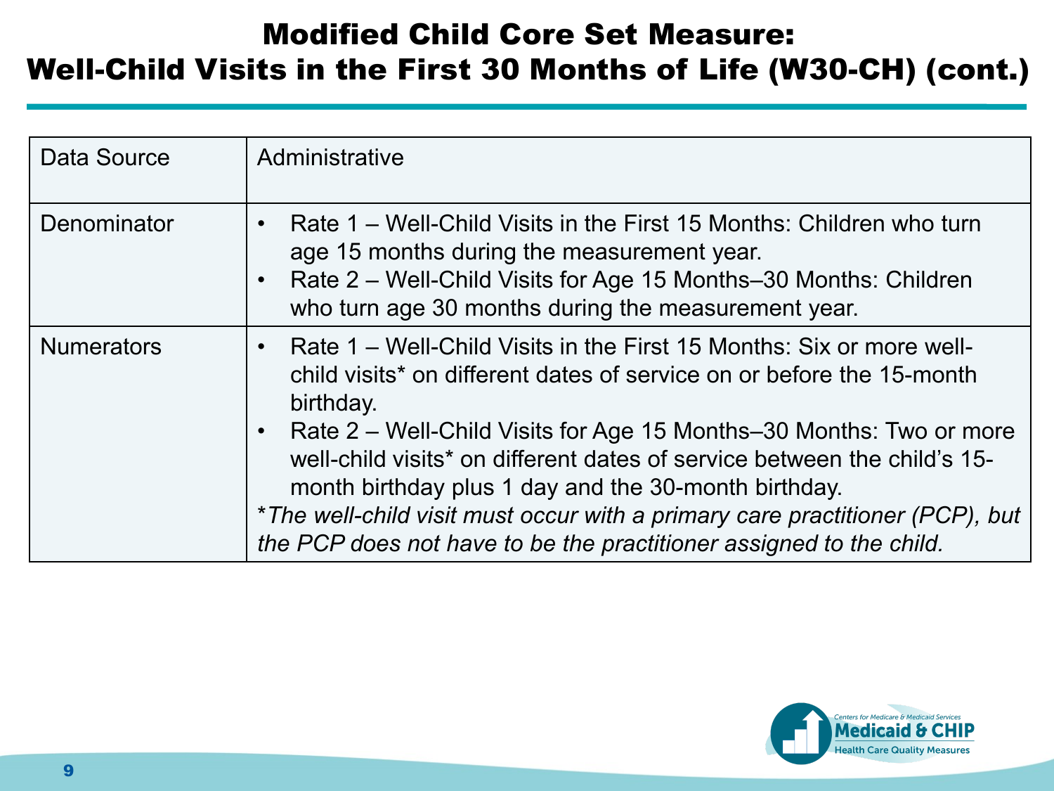# Modified Child Core Set Measure: Well-Child Visits in the First 30 Months of Life (W30-CH) (cont.)

| | |
|---|---|
| Data Source | Administrative |
| Denominator | • Rate 1 – Well-Child Visits in the First 15 Months: Children who turn age 15 months during the measurement year.<br>• Rate 2 – Well-Child Visits for Age 15 Months–30 Months: Children who turn age 30 months during the measurement year. |
| Numerators | • Rate 1 – Well-Child Visits in the First 15 Months: Six or more well-child visits* on different dates of service on or before the 15-month birthday.<br>• Rate 2 – Well-Child Visits for Age 15 Months–30 Months: Two or more well-child visits* on different dates of service between the child's 15-month birthday plus 1 day and the 30-month birthday.<br>**The well-child visit must occur with a primary care practitioner (PCP), but the PCP does not have to be the practitioner assigned to the child.* |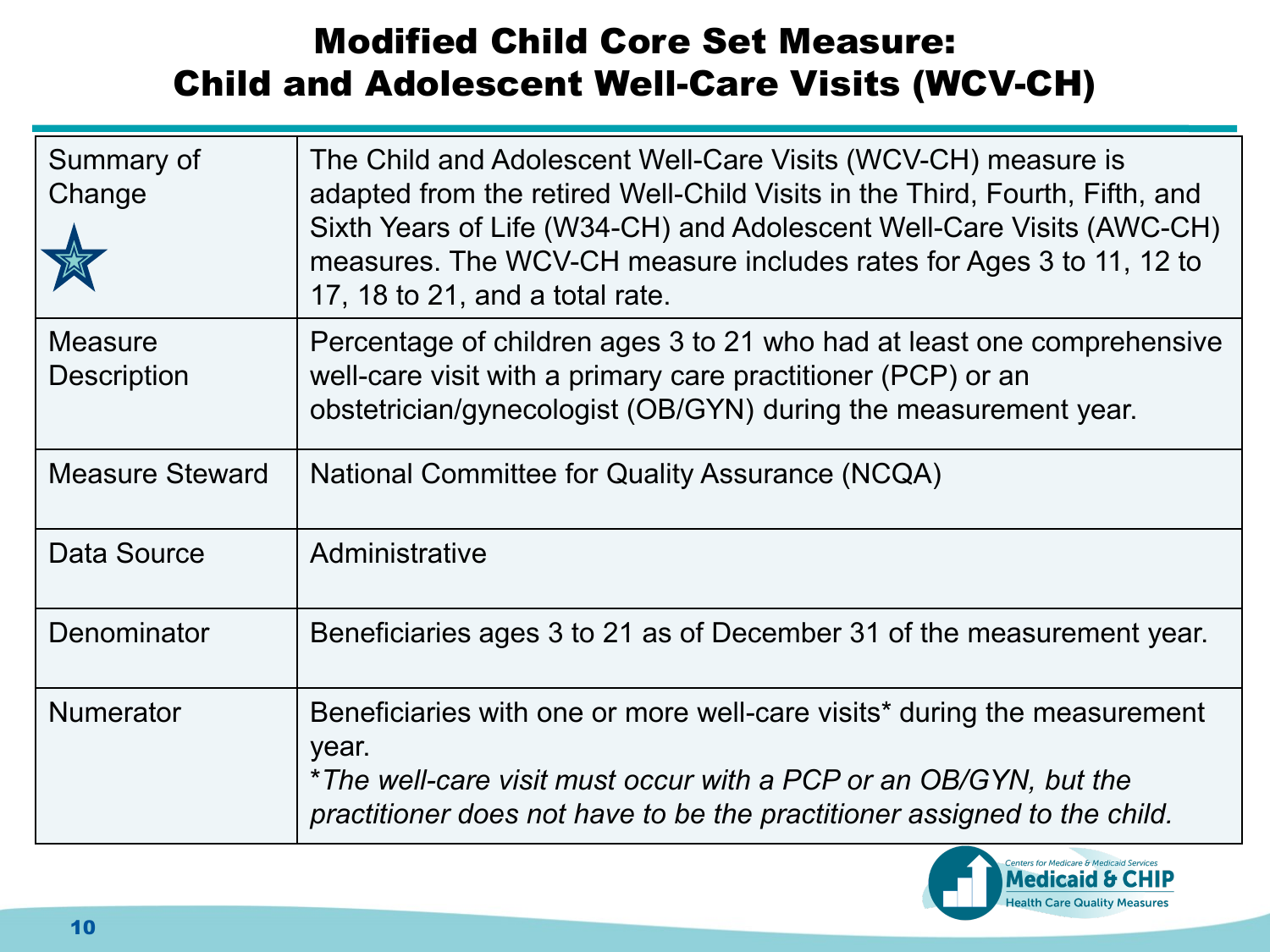# Modified Child Core Set Measure: Child and Adolescent Well-Care Visits (WCV-CH)

| | |
|---|---|
| Summary of Change | The Child and Adolescent Well-Care Visits (WCV-CH) measure is adapted from the retired Well-Child Visits in the Third, Fourth, Fifth, and Sixth Years of Life (W34-CH) and Adolescent Well-Care Visits (AWC-CH) measures. The WCV-CH measure includes rates for Ages 3 to 11, 12 to 17, 18 to 21, and a total rate. |
| Measure Description | Percentage of children ages 3 to 21 who had at least one comprehensive well-care visit with a primary care practitioner (PCP) or an obstetrician/gynecologist (OB/GYN) during the measurement year. |
| Measure Steward | National Committee for Quality Assurance (NCQA) |
| Data Source | Administrative |
| Denominator | Beneficiaries ages 3 to 21 as of December 31 of the measurement year. |
| Numerator | Beneficiaries with one or more well-care visits* during the measurement year.<br>**The well-care visit must occur with a PCP or an OB/GYN, but the practitioner does not have to be the practitioner assigned to the child.* |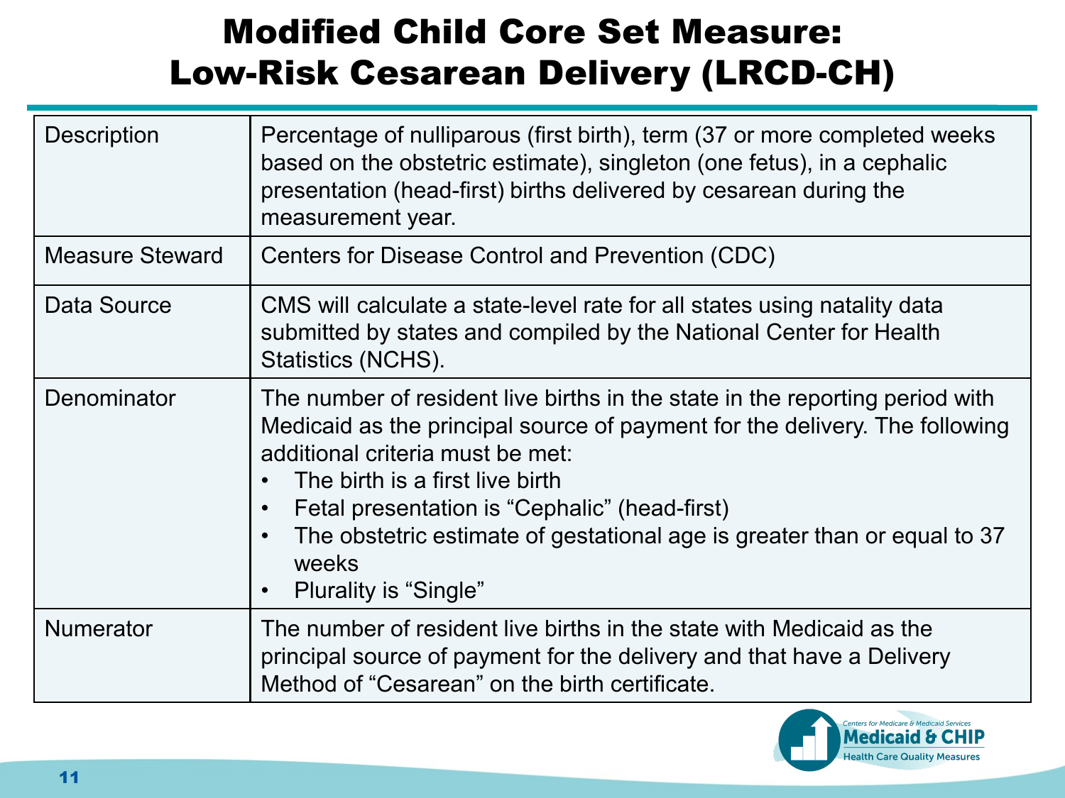# Modified Child Core Set Measure: Low-Risk Cesarean Delivery (LRCD-CH)

| | |
|---|---|
| Description | Percentage of nulliparous (first birth), term (37 or more completed weeks based on the obstetric estimate), singleton (one fetus), in a cephalic presentation (head-first) births delivered by cesarean during the measurement year. |
| Measure Steward | Centers for Disease Control and Prevention (CDC) |
| Data Source | CMS will calculate a state-level rate for all states using natality data submitted by states and compiled by the National Center for Health Statistics (NCHS). |
| Denominator | The number of resident live births in the state in the reporting period with Medicaid as the principal source of payment for the delivery. The following additional criteria must be met:<br>• The birth is a first live birth<br>• Fetal presentation is "Cephalic" (head-first)<br>• The obstetric estimate of gestational age is greater than or equal to 37 weeks<br>• Plurality is "Single" |
| Numerator | The number of resident live births in the state with Medicaid as the principal source of payment for the delivery and that have a Delivery Method of "Cesarean" on the birth certificate. |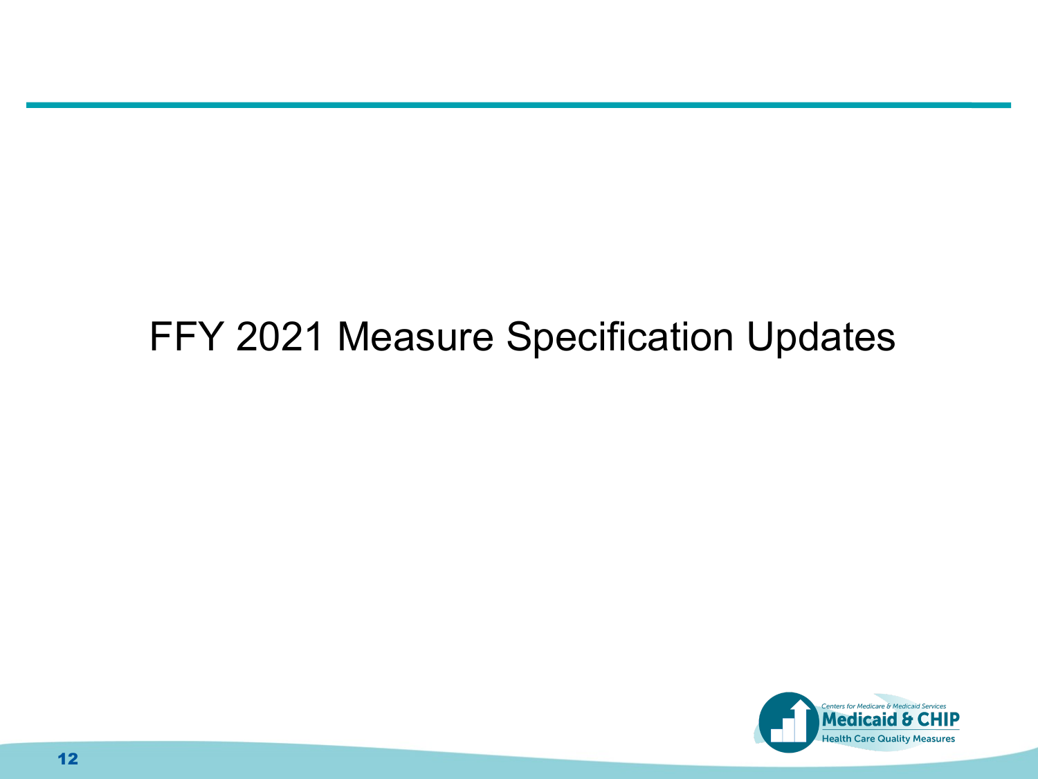# FFY 2021 Measure Specification Updates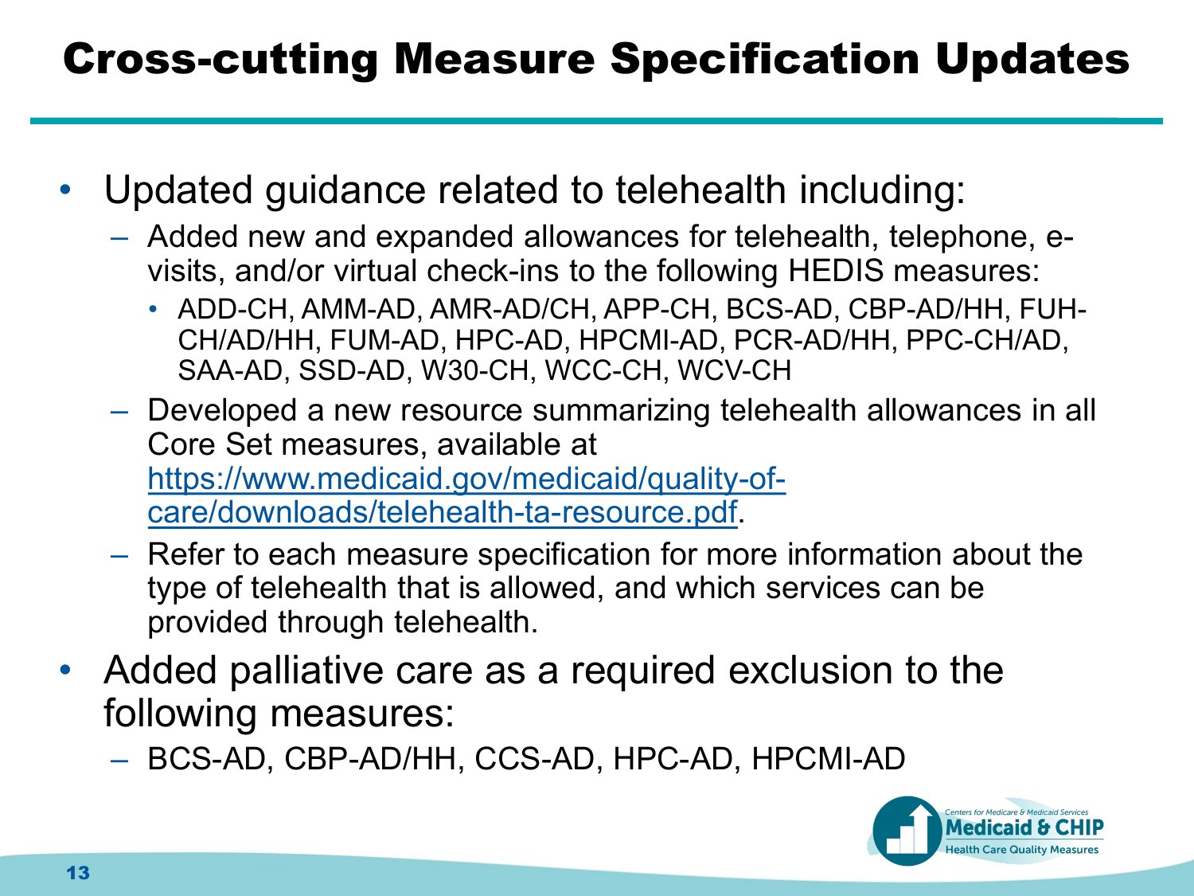# Cross-cutting Measure Specification Updates

- Updated guidance related to telehealth including:
  - Added new and expanded allowances for telehealth, telephone, e-visits, and/or virtual check-ins to the following HEDIS measures:
    - ADD-CH, AMM-AD, AMR-AD/CH, APP-CH, BCS-AD, CBP-AD/HH, FUH-CH/AD/HH, FUM-AD, HPC-AD, HPCMI-AD, PCR-AD/HH, PPC-CH/AD, SAA-AD, SSD-AD, W30-CH, WCC-CH, WCV-CH
  - Developed a new resource summarizing telehealth allowances in all Core Set measures, available at https://www.medicaid.gov/medicaid/quality-of-care/downloads/telehealth-ta-resource.pdf.
  - Refer to each measure specification for more information about the type of telehealth that is allowed, and which services can be provided through telehealth.
- Added palliative care as a required exclusion to the following measures:
  - BCS-AD, CBP-AD/HH, CCS-AD, HPC-AD, HPCMI-AD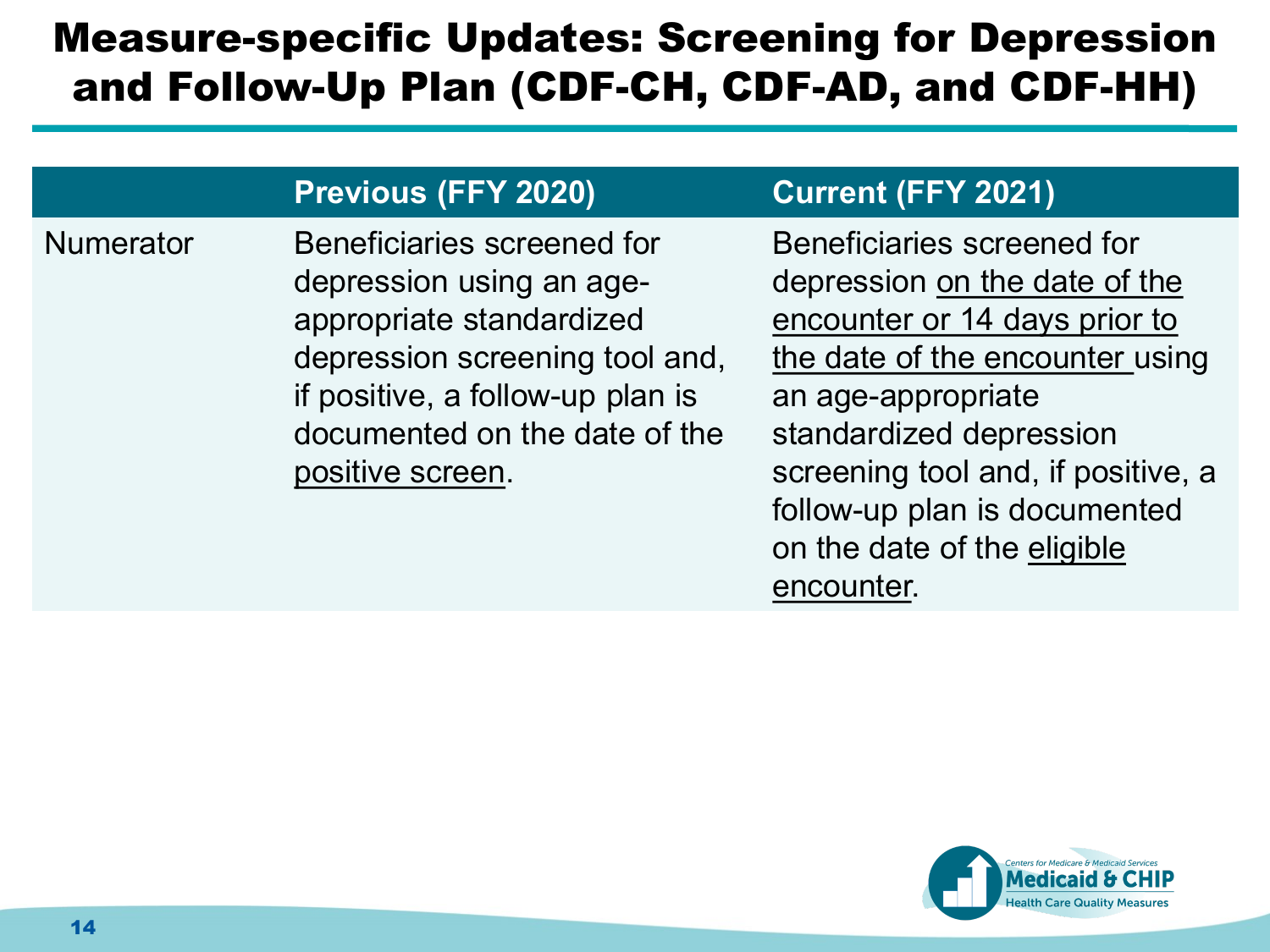# Measure-specific Updates: Screening for Depression and Follow-Up Plan (CDF-CH, CDF-AD, and CDF-HH)

| | Previous (FFY 2020) | Current (FFY 2021) |
|---|---|---|
| Numerator | Beneficiaries screened for depression using an age-appropriate standardized depression screening tool and, if positive, a follow-up plan is documented on the date of the <u>positive screen</u>. | Beneficiaries screened for depression <u>on the date of the encounter or 14 days prior to the date of the encounter</u> using an age-appropriate standardized depression screening tool and, if positive, a follow-up plan is documented on the date of the <u>eligible encounter</u>. |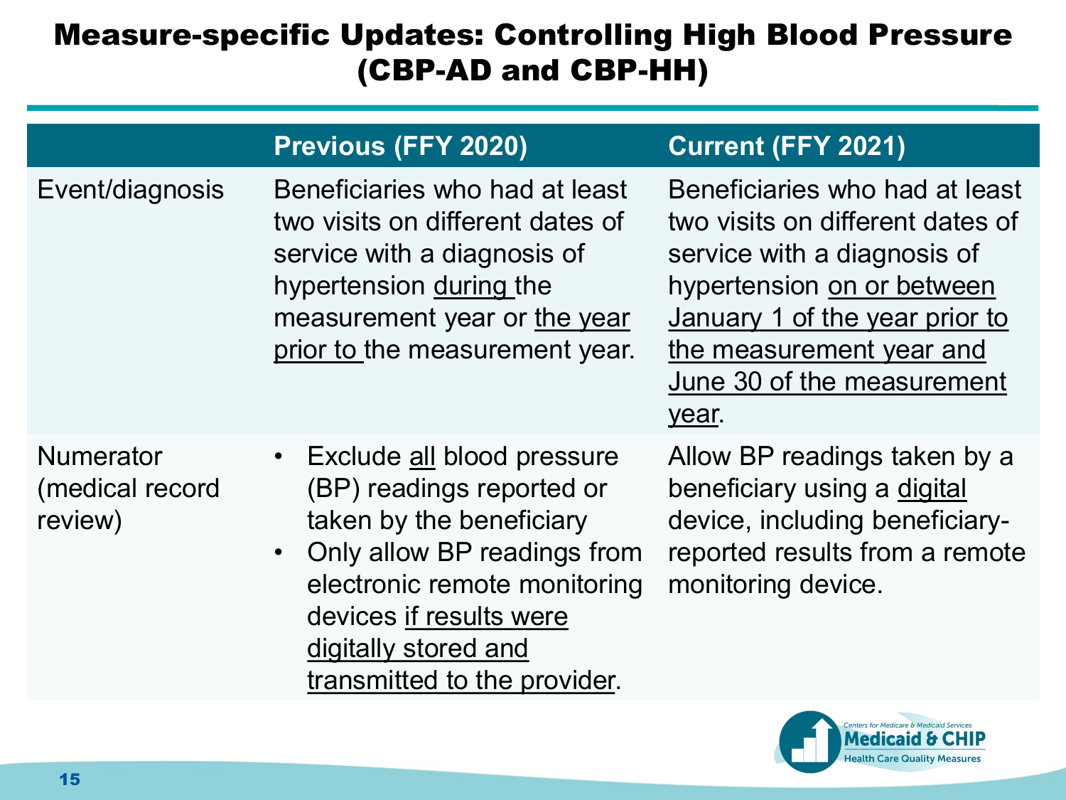# Measure-specific Updates: Controlling High Blood Pressure (CBP-AD and CBP-HH)

| | Previous (FFY 2020) | Current (FFY 2021) |
|---|---|---|
| Event/diagnosis | Beneficiaries who had at least two visits on different dates of service with a diagnosis of hypertension <u>during</u> the measurement year or <u>the year prior to</u> the measurement year. | Beneficiaries who had at least two visits on different dates of service with a diagnosis of hypertension <u>on or between January 1 of the year prior to the measurement year and June 30 of the measurement year</u>. |
| Numerator (medical record review) | • Exclude <u>all</u> blood pressure (BP) readings reported or taken by the beneficiary<br>• Only allow BP readings from electronic remote monitoring devices <u>if results were digitally stored and transmitted to the provider</u>. | Allow BP readings taken by a beneficiary using a <u>digital</u> device, including beneficiary-reported results from a remote monitoring device. |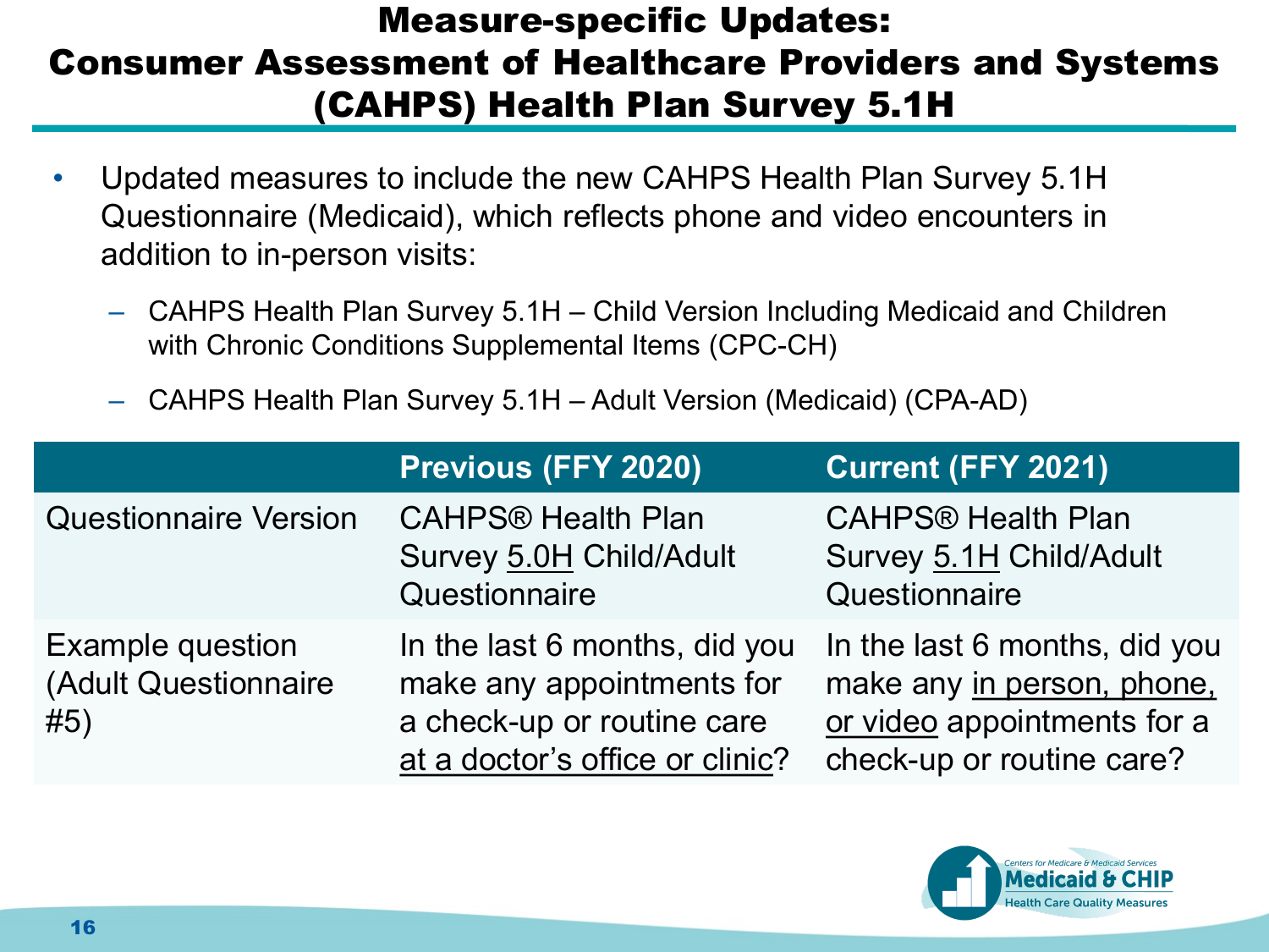# Measure-specific Updates: Consumer Assessment of Healthcare Providers and Systems (CAHPS) Health Plan Survey 5.1H

- Updated measures to include the new CAHPS Health Plan Survey 5.1H Questionnaire (Medicaid), which reflects phone and video encounters in addition to in-person visits:
  - CAHPS Health Plan Survey 5.1H – Child Version Including Medicaid and Children with Chronic Conditions Supplemental Items (CPC-CH)
  - CAHPS Health Plan Survey 5.1H – Adult Version (Medicaid) (CPA-AD)

| | Previous (FFY 2020) | Current (FFY 2021) |
|---|---|---|
| Questionnaire Version | CAHPS® Health Plan Survey <u>5.0H</u> Child/Adult Questionnaire | CAHPS® Health Plan Survey <u>5.1H</u> Child/Adult Questionnaire |
| Example question (Adult Questionnaire #5) | In the last 6 months, did you make any appointments for a check-up or routine care <u>at a doctor's office or clinic</u>? | In the last 6 months, did you make any <u>in person, phone, or video</u> appointments for a check-up or routine care? |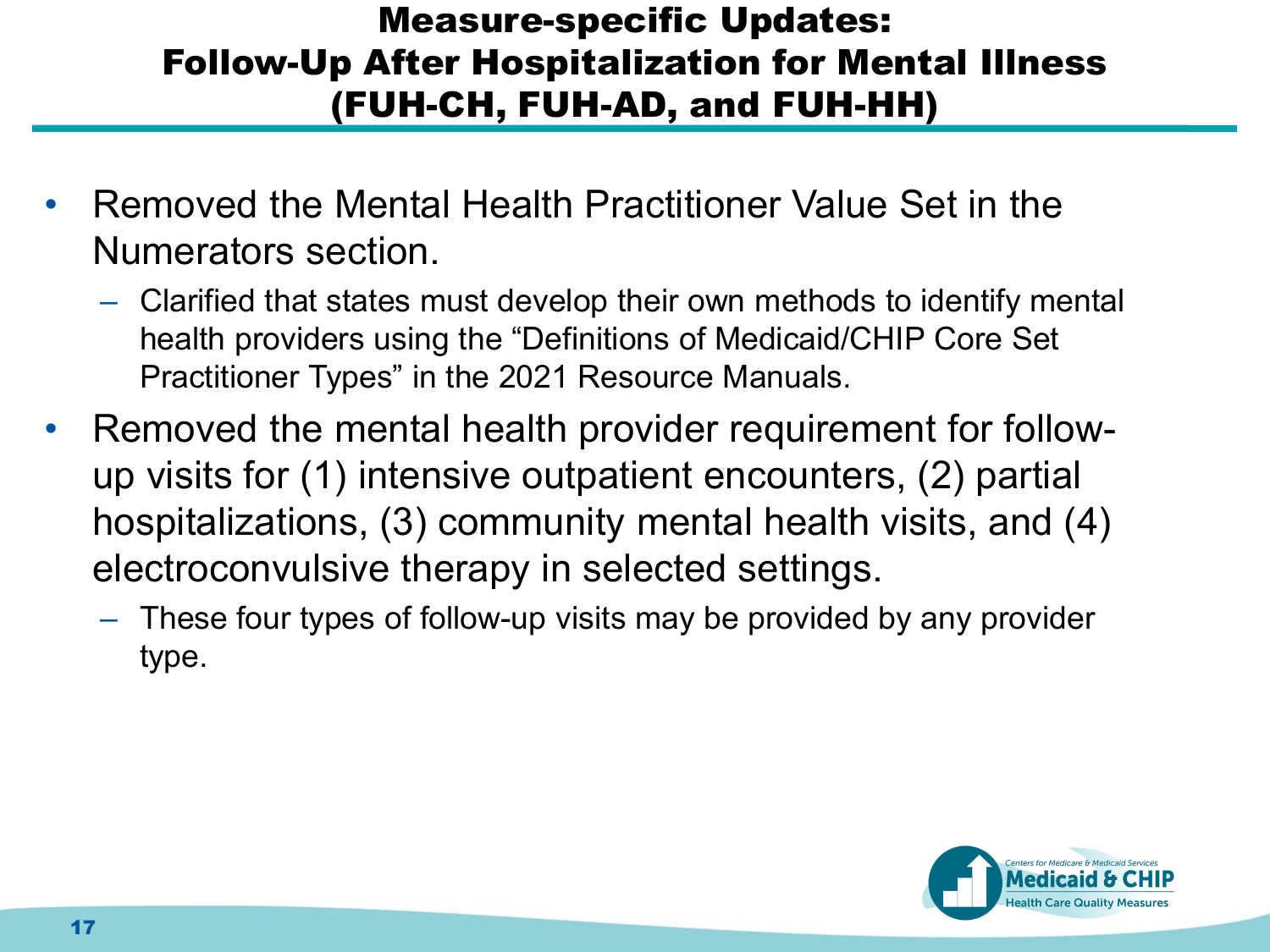# Measure-specific Updates: Follow-Up After Hospitalization for Mental Illness (FUH-CH, FUH-AD, and FUH-HH)

- Removed the Mental Health Practitioner Value Set in the Numerators section.
  - Clarified that states must develop their own methods to identify mental health providers using the “Definitions of Medicaid/CHIP Core Set Practitioner Types” in the 2021 Resource Manuals.
- Removed the mental health provider requirement for follow-up visits for (1) intensive outpatient encounters, (2) partial hospitalizations, (3) community mental health visits, and (4) electroconvulsive therapy in selected settings.
  - These four types of follow-up visits may be provided by any provider type.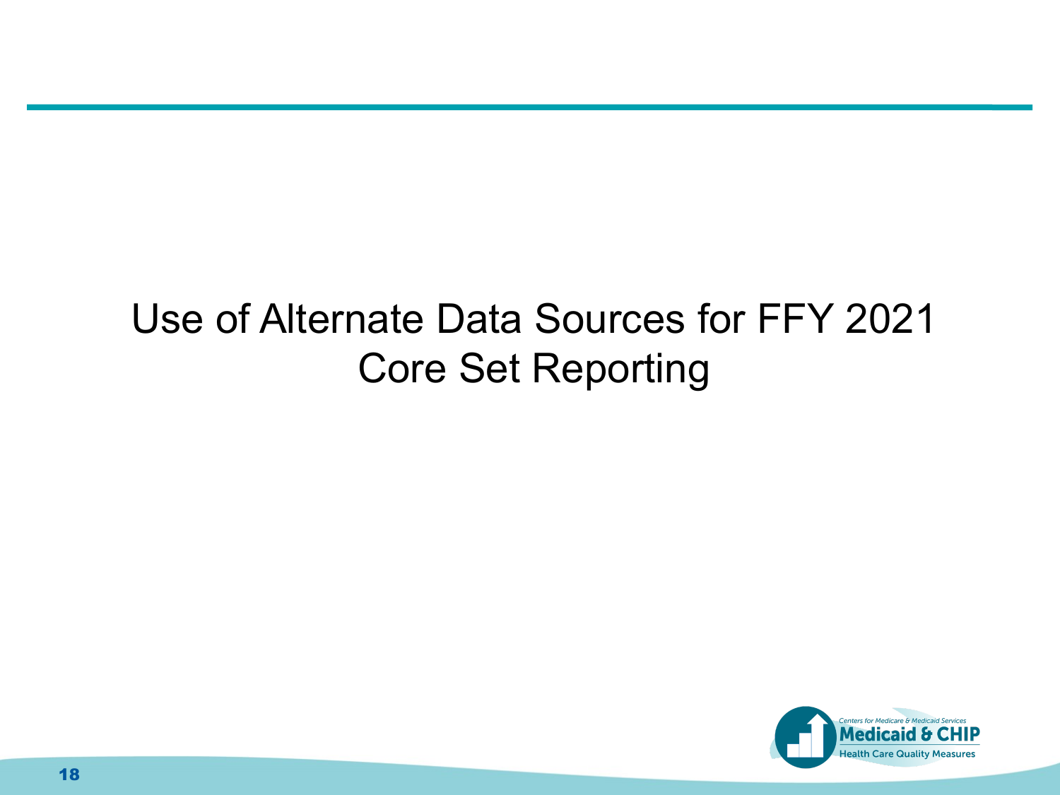# Use of Alternate Data Sources for FFY 2021 Core Set Reporting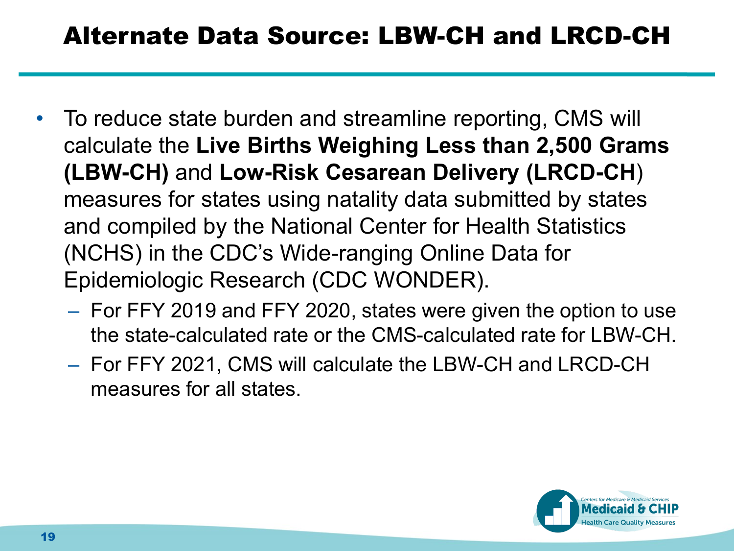# Alternate Data Source: LBW-CH and LRCD-CH

- To reduce state burden and streamline reporting, CMS will calculate the **Live Births Weighing Less than 2,500 Grams (LBW-CH)** and **Low-Risk Cesarean Delivery (LRCD-CH**) measures for states using natality data submitted by states and compiled by the National Center for Health Statistics (NCHS) in the CDC's Wide-ranging Online Data for Epidemiologic Research (CDC WONDER).
  - For FFY 2019 and FFY 2020, states were given the option to use the state-calculated rate or the CMS-calculated rate for LBW-CH.
  - For FFY 2021, CMS will calculate the LBW-CH and LRCD-CH measures for all states.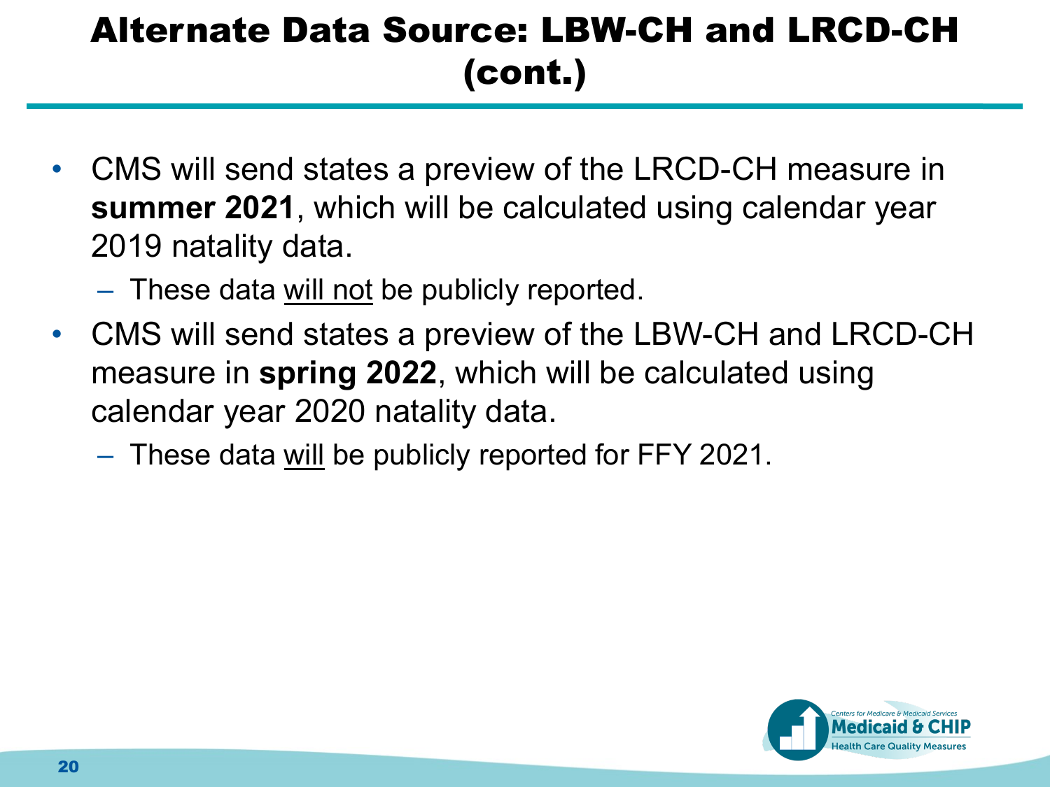# Alternate Data Source: LBW-CH and LRCD-CH (cont.)

- CMS will send states a preview of the LRCD-CH measure in **summer 2021**, which will be calculated using calendar year 2019 natality data.
  - These data will not be publicly reported.
- CMS will send states a preview of the LBW-CH and LRCD-CH measure in **spring 2022**, which will be calculated using calendar year 2020 natality data.
  - These data will be publicly reported for FFY 2021.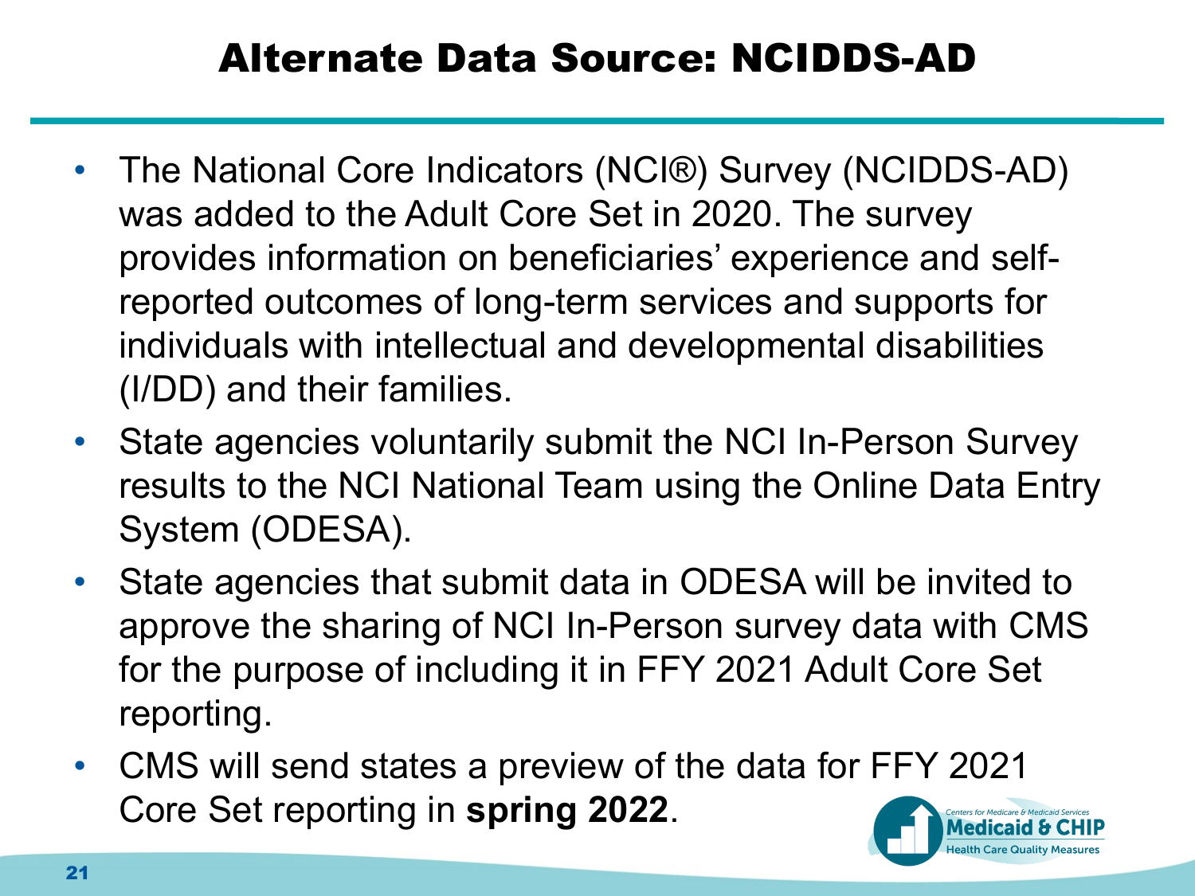# Alternate Data Source: NCIDDS-AD

- The National Core Indicators (NCI®) Survey (NCIDDS-AD) was added to the Adult Core Set in 2020. The survey provides information on beneficiaries' experience and self-reported outcomes of long-term services and supports for individuals with intellectual and developmental disabilities (I/DD) and their families.
- State agencies voluntarily submit the NCI In-Person Survey results to the NCI National Team using the Online Data Entry System (ODESA).
- State agencies that submit data in ODESA will be invited to approve the sharing of NCI In-Person survey data with CMS for the purpose of including it in FFY 2021 Adult Core Set reporting.
- CMS will send states a preview of the data for FFY 2021 Core Set reporting in **spring 2022**.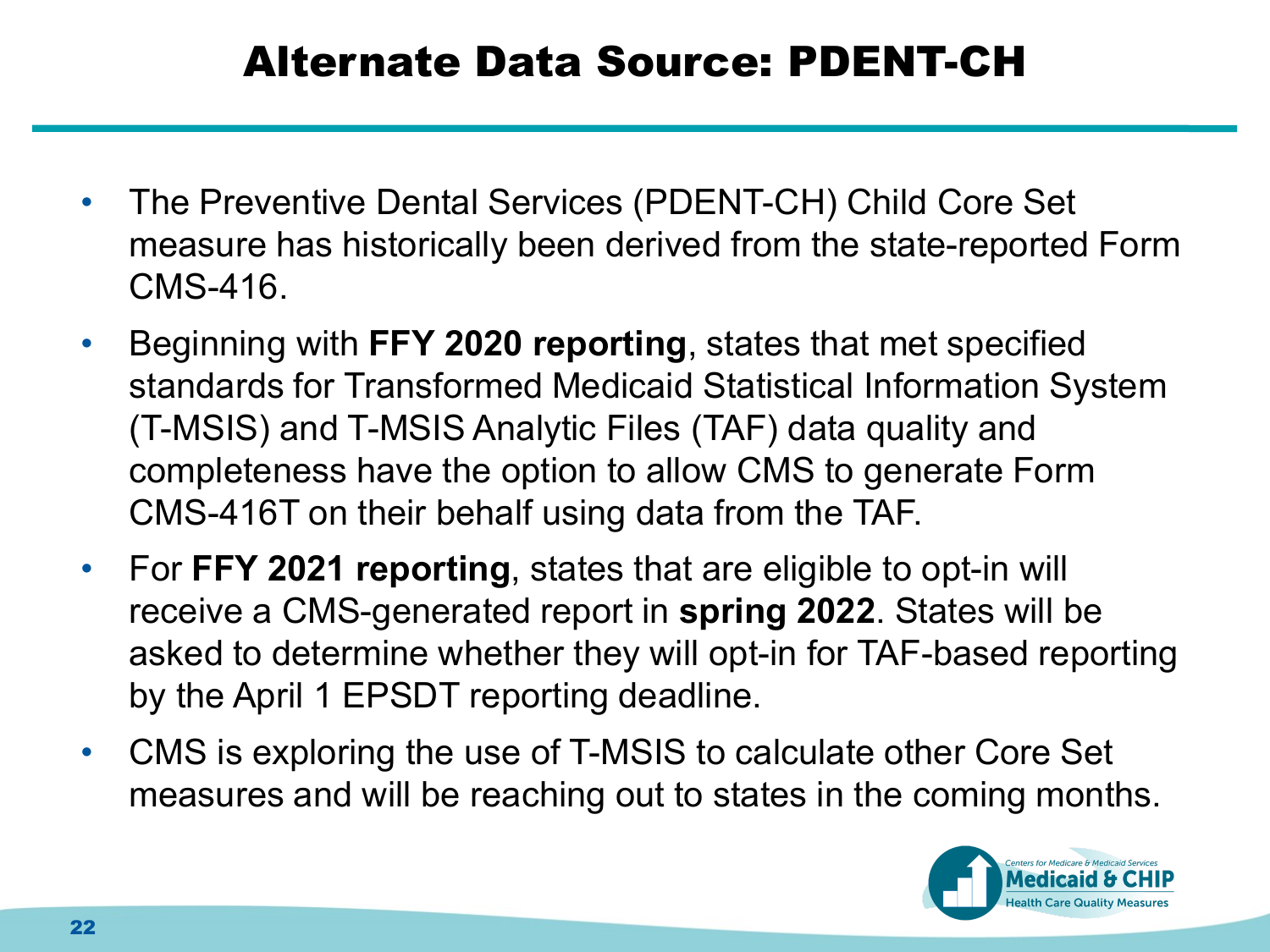# Alternate Data Source: PDENT-CH

- The Preventive Dental Services (PDENT-CH) Child Core Set measure has historically been derived from the state-reported Form CMS-416.
- Beginning with **FFY 2020 reporting**, states that met specified standards for Transformed Medicaid Statistical Information System (T-MSIS) and T-MSIS Analytic Files (TAF) data quality and completeness have the option to allow CMS to generate Form CMS-416T on their behalf using data from the TAF.
- For **FFY 2021 reporting**, states that are eligible to opt-in will receive a CMS-generated report in **spring 2022**. States will be asked to determine whether they will opt-in for TAF-based reporting by the April 1 EPSDT reporting deadline.
- CMS is exploring the use of T-MSIS to calculate other Core Set measures and will be reaching out to states in the coming months.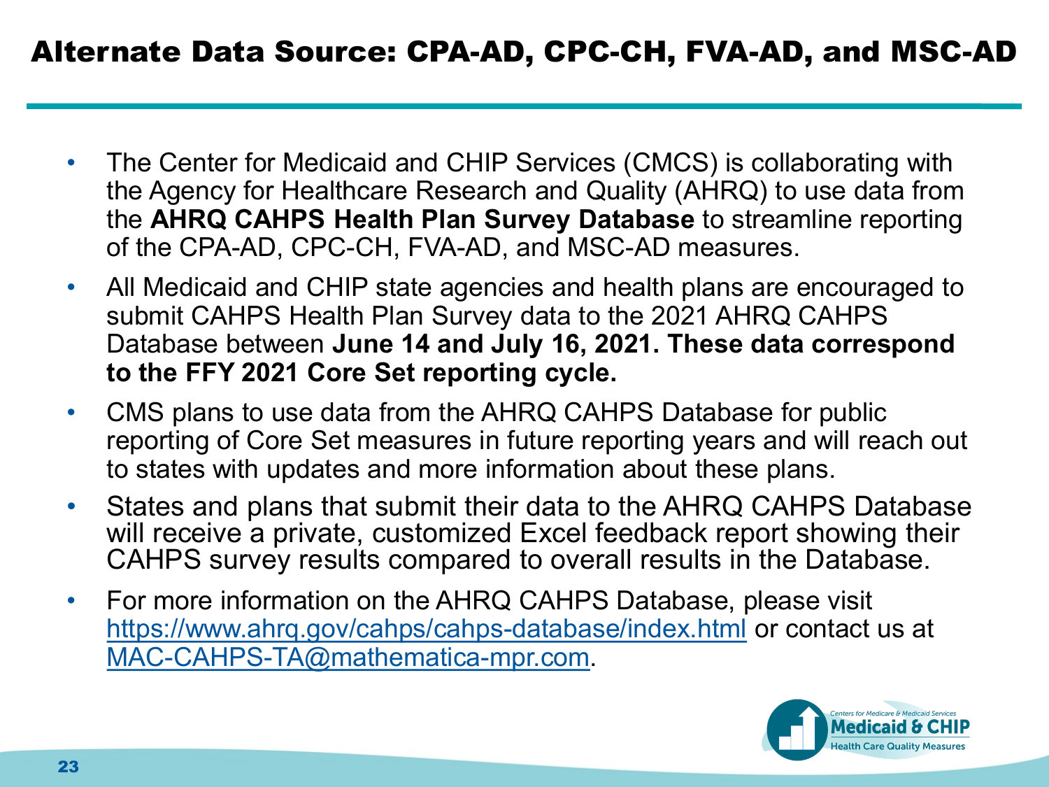# Alternate Data Source: CPA-AD, CPC-CH, FVA-AD, and MSC-AD

- The Center for Medicaid and CHIP Services (CMCS) is collaborating with the Agency for Healthcare Research and Quality (AHRQ) to use data from the **AHRQ CAHPS Health Plan Survey Database** to streamline reporting of the CPA-AD, CPC-CH, FVA-AD, and MSC-AD measures.
- All Medicaid and CHIP state agencies and health plans are encouraged to submit CAHPS Health Plan Survey data to the 2021 AHRQ CAHPS Database between **June 14 and July 16, 2021. These data correspond to the FFY 2021 Core Set reporting cycle.**
- CMS plans to use data from the AHRQ CAHPS Database for public reporting of Core Set measures in future reporting years and will reach out to states with updates and more information about these plans.
- States and plans that submit their data to the AHRQ CAHPS Database will receive a private, customized Excel feedback report showing their CAHPS survey results compared to overall results in the Database.
- For more information on the AHRQ CAHPS Database, please visit https://www.ahrq.gov/cahps/cahps-database/index.html or contact us at MAC-CAHPS-TA@mathematica-mpr.com.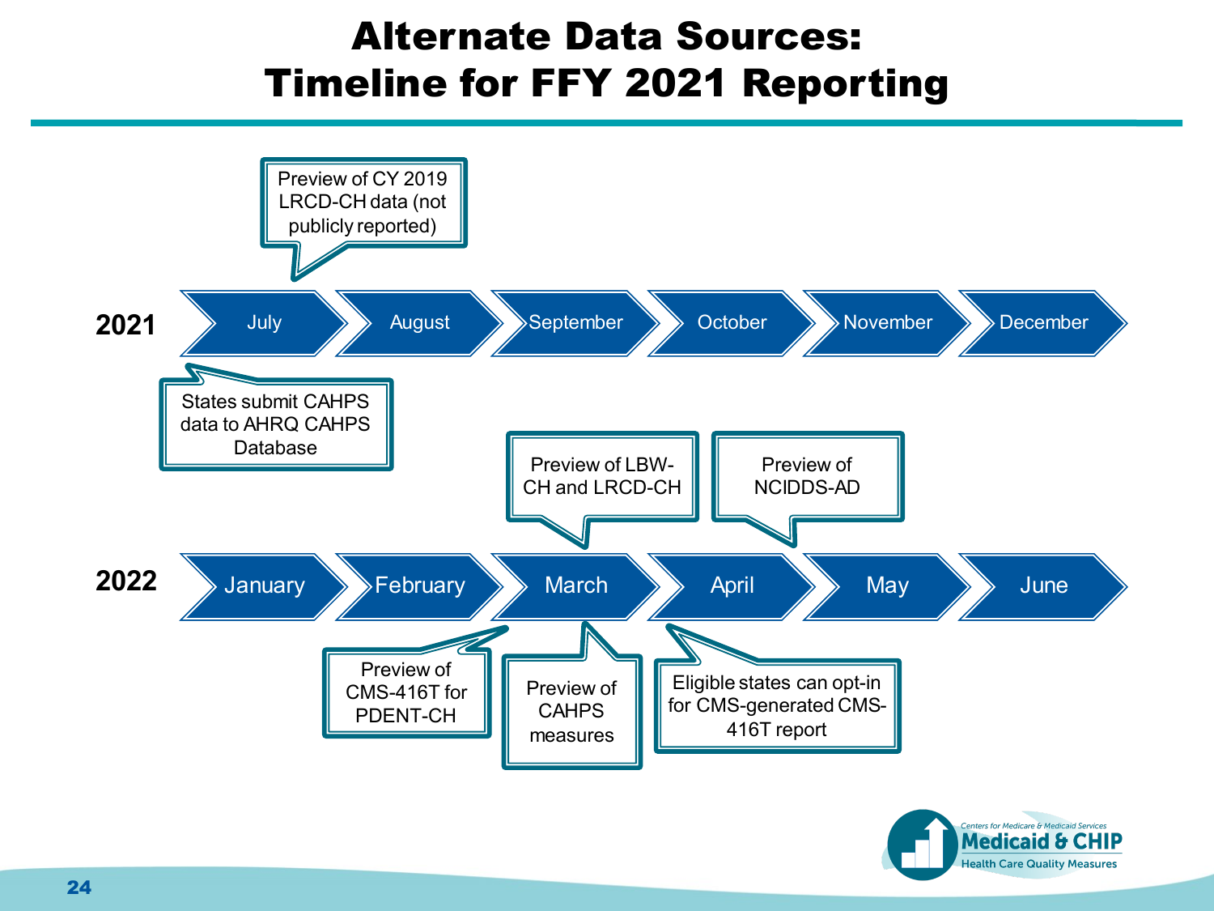# Alternate Data Sources: Timeline for FFY 2021 Reporting

**2021**

- **July**
  - Preview of CY 2019 LRCD-CH data (not publicly reported)
  - States submit CAHPS data to AHRQ CAHPS Database
- August
- September
- October
- November
- December

**2022**

- January
- **February** – Preview of CMS-416T for PDENT-CH
- **March**
  - Preview of LBW-CH and LRCD-CH
  - Preview of CAHPS measures
- **April**
  - Preview of NCIDDS-AD
  - Eligible states can opt-in for CMS-generated CMS-416T report
- May
- June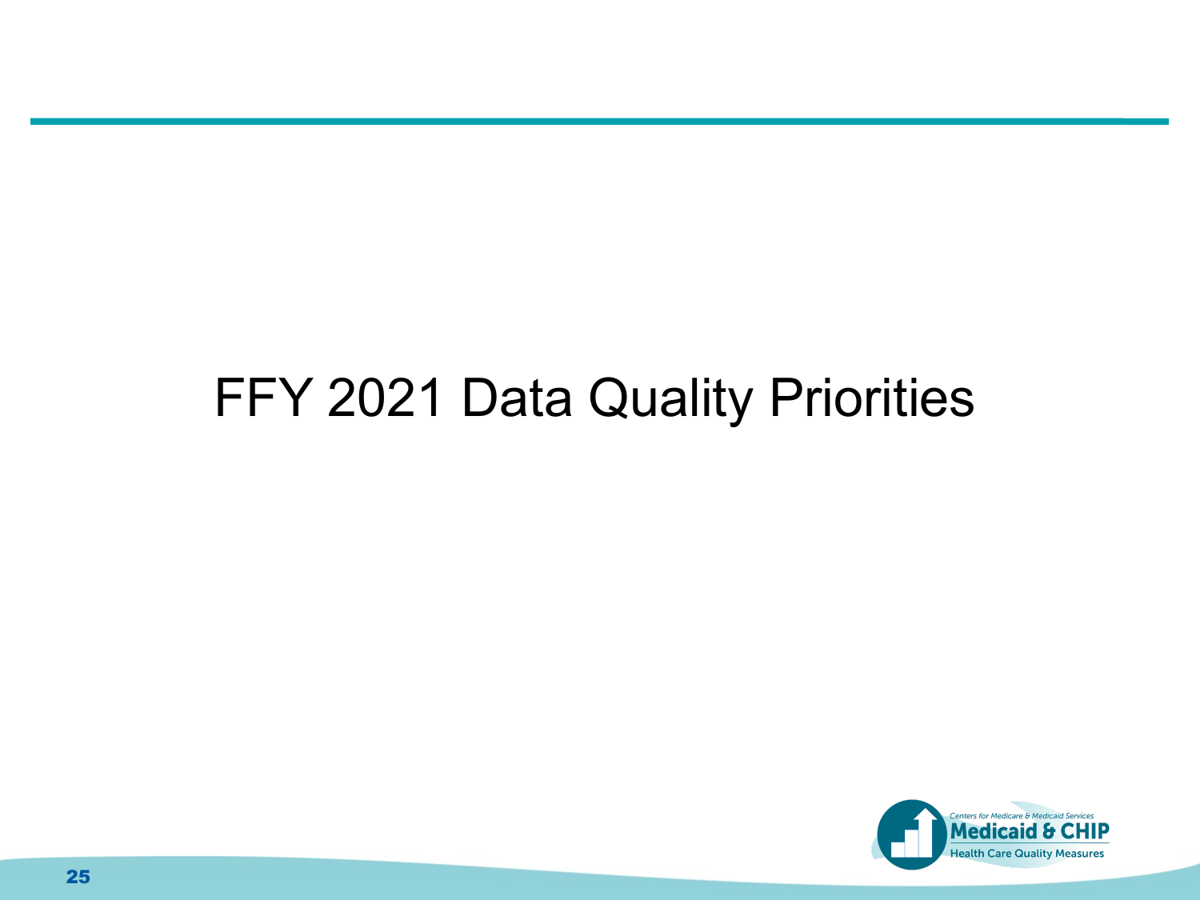# FFY 2021 Data Quality Priorities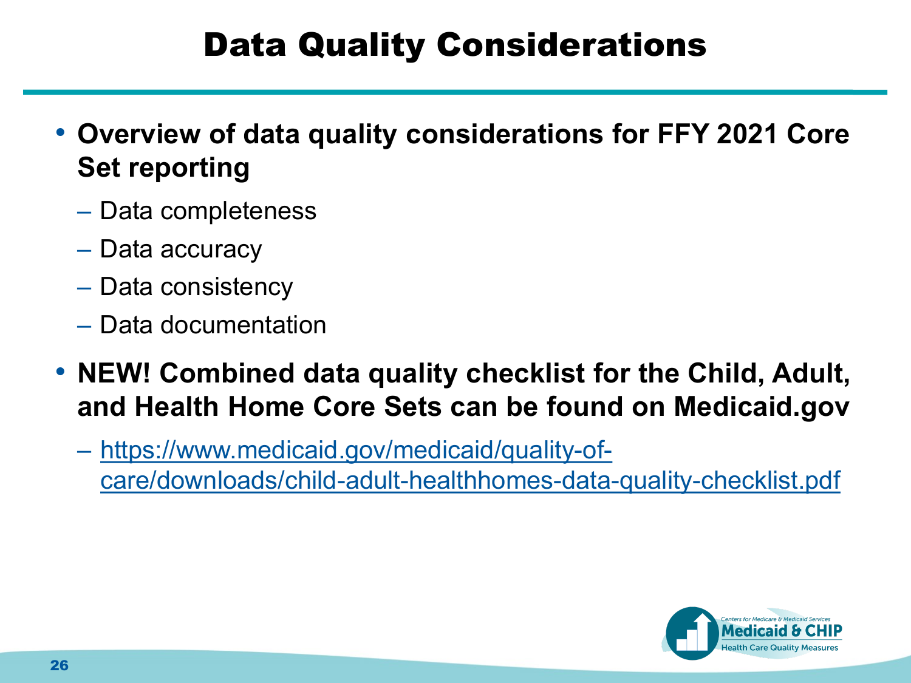# Data Quality Considerations

- **Overview of data quality considerations for FFY 2021 Core Set reporting**
  - Data completeness
  - Data accuracy
  - Data consistency
  - Data documentation
- **NEW! Combined data quality checklist for the Child, Adult, and Health Home Core Sets can be found on Medicaid.gov**
  - https://www.medicaid.gov/medicaid/quality-of-care/downloads/child-adult-healthhomes-data-quality-checklist.pdf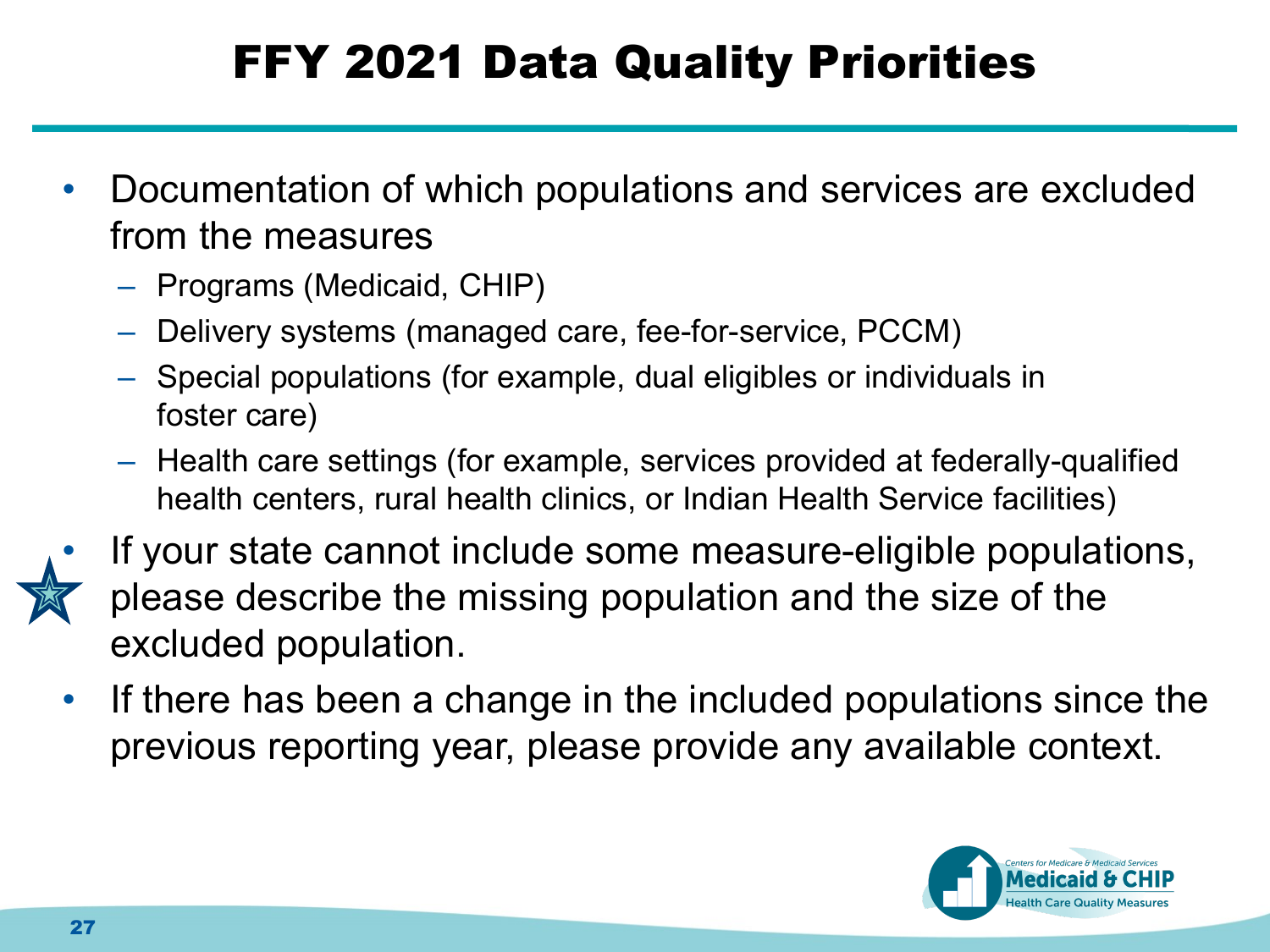# FFY 2021 Data Quality Priorities

- Documentation of which populations and services are excluded from the measures
  - Programs (Medicaid, CHIP)
  - Delivery systems (managed care, fee-for-service, PCCM)
  - Special populations (for example, dual eligibles or individuals in foster care)
  - Health care settings (for example, services provided at federally-qualified health centers, rural health clinics, or Indian Health Service facilities)
- If your state cannot include some measure-eligible populations, please describe the missing population and the size of the excluded population.
- If there has been a change in the included populations since the previous reporting year, please provide any available context.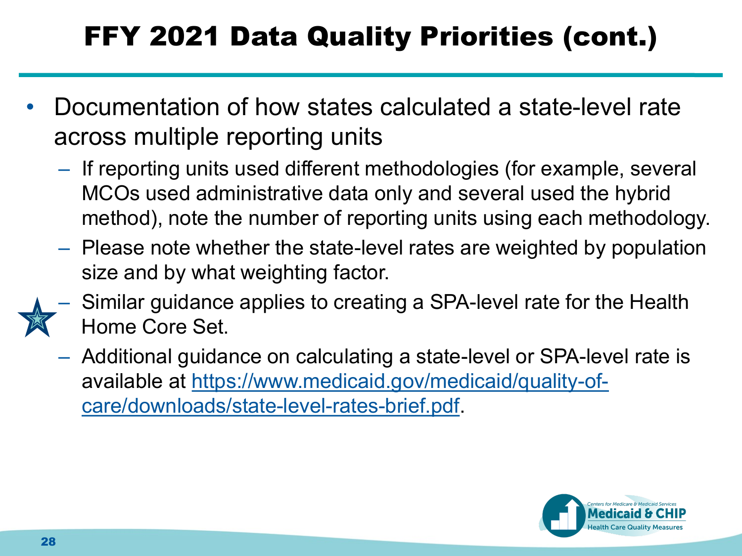# FFY 2021 Data Quality Priorities (cont.)

- Documentation of how states calculated a state-level rate across multiple reporting units
  - If reporting units used different methodologies (for example, several MCOs used administrative data only and several used the hybrid method), note the number of reporting units using each methodology.
  - Please note whether the state-level rates are weighted by population size and by what weighting factor.
  - Similar guidance applies to creating a SPA-level rate for the Health Home Core Set.
  - Additional guidance on calculating a state-level or SPA-level rate is available at https://www.medicaid.gov/medicaid/quality-of-care/downloads/state-level-rates-brief.pdf.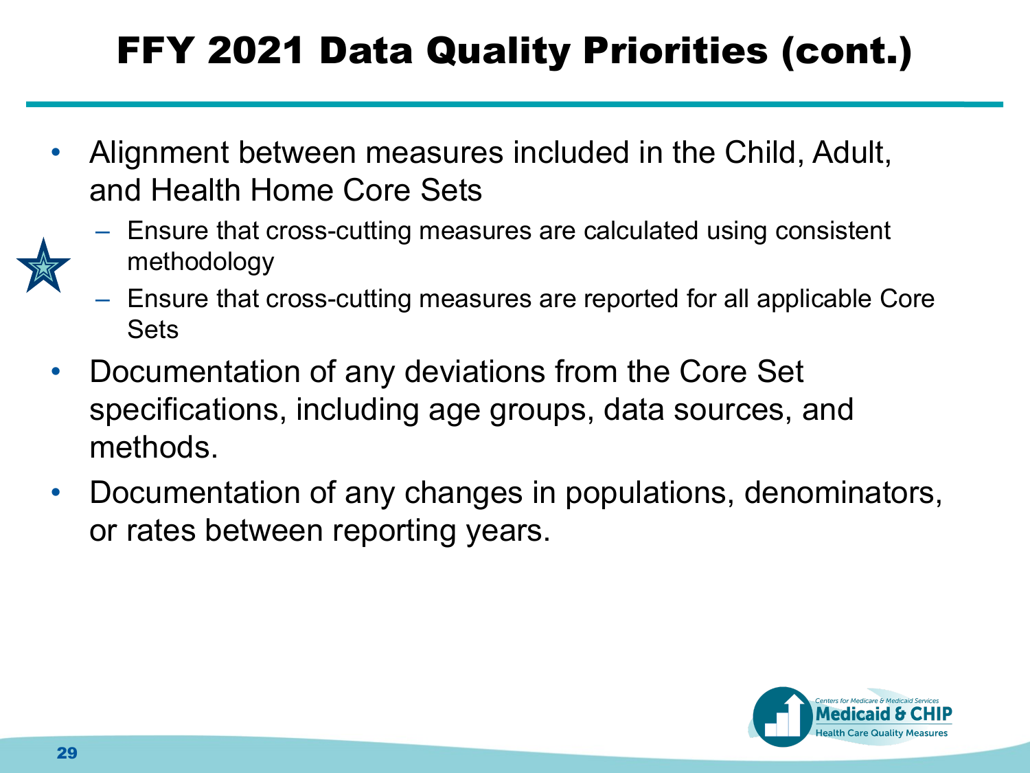# FFY 2021 Data Quality Priorities (cont.)

- Alignment between measures included in the Child, Adult, and Health Home Core Sets
  - Ensure that cross-cutting measures are calculated using consistent methodology
  - Ensure that cross-cutting measures are reported for all applicable Core Sets
- Documentation of any deviations from the Core Set specifications, including age groups, data sources, and methods.
- Documentation of any changes in populations, denominators, or rates between reporting years.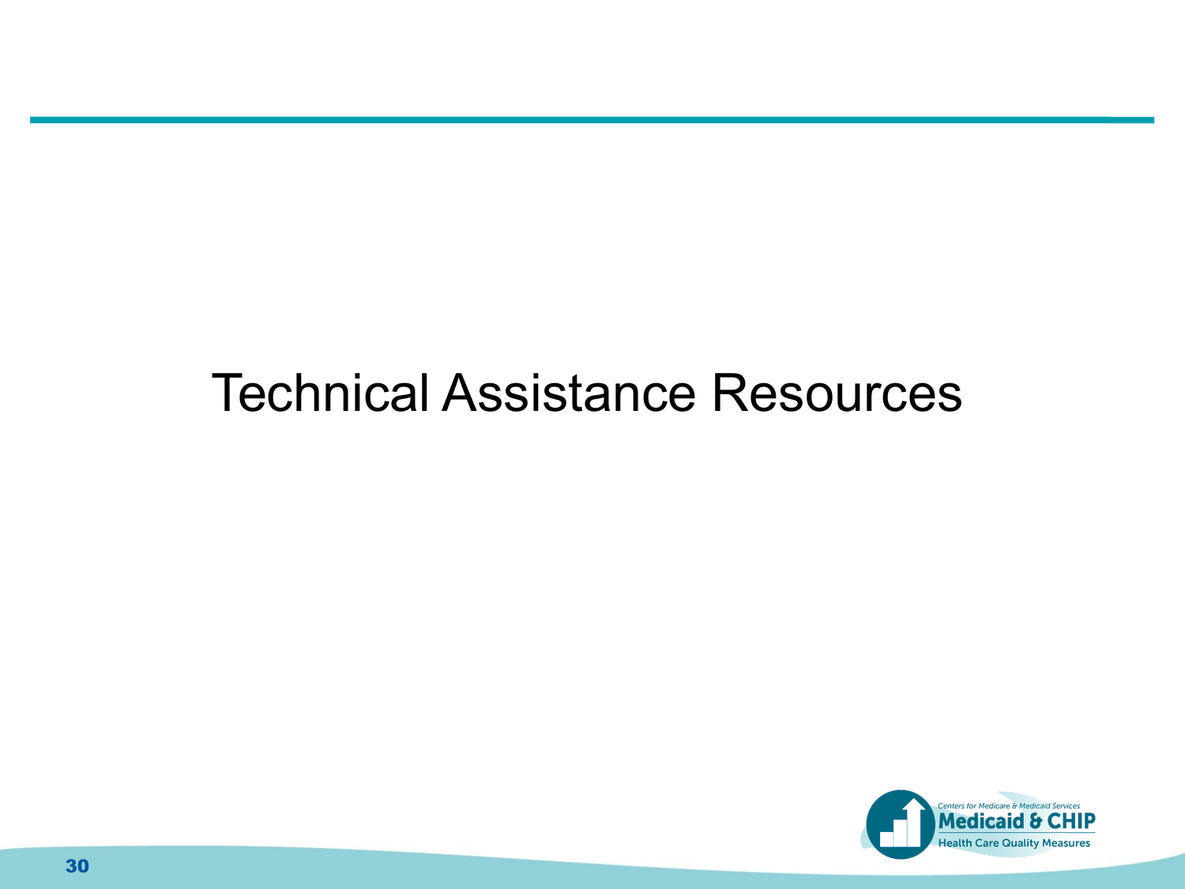# Technical Assistance Resources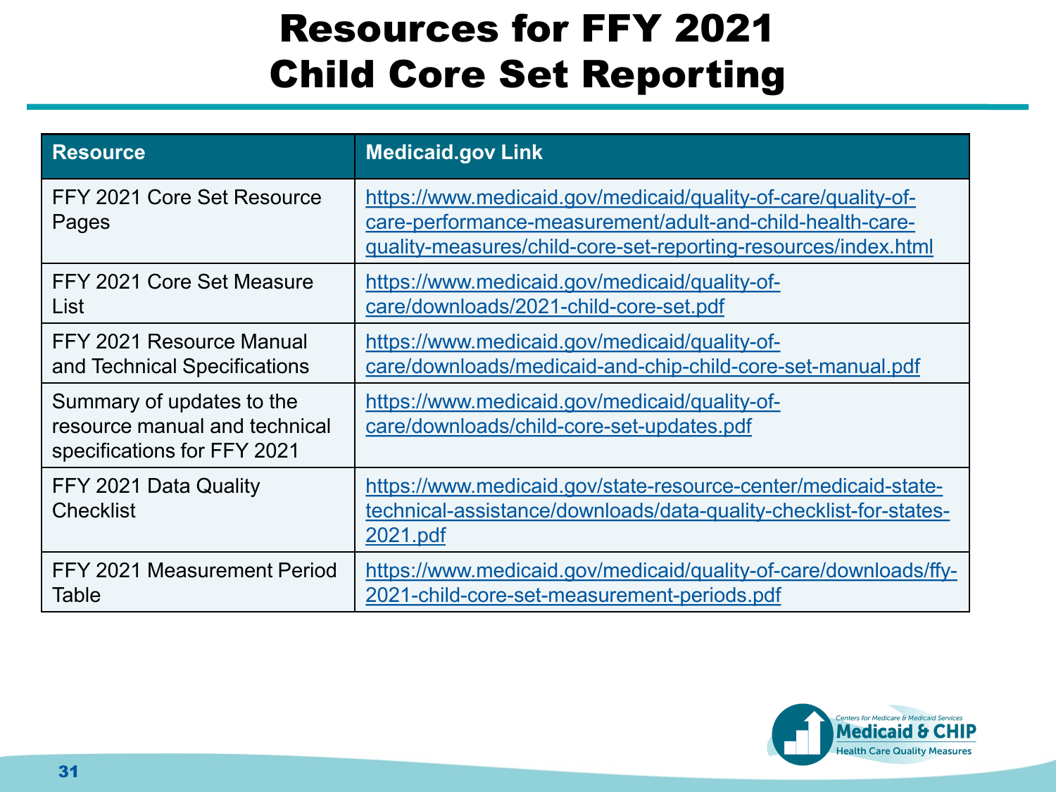# Resources for FFY 2021 Child Core Set Reporting

| Resource | Medicaid.gov Link |
| --- | --- |
| FFY 2021 Core Set Resource Pages | https://www.medicaid.gov/medicaid/quality-of-care/quality-of-care-performance-measurement/adult-and-child-health-care-quality-measures/child-core-set-reporting-resources/index.html |
| FFY 2021 Core Set Measure List | https://www.medicaid.gov/medicaid/quality-of-care/downloads/2021-child-core-set.pdf |
| FFY 2021 Resource Manual and Technical Specifications | https://www.medicaid.gov/medicaid/quality-of-care/downloads/medicaid-and-chip-child-core-set-manual.pdf |
| Summary of updates to the resource manual and technical specifications for FFY 2021 | https://www.medicaid.gov/medicaid/quality-of-care/downloads/child-core-set-updates.pdf |
| FFY 2021 Data Quality Checklist | https://www.medicaid.gov/state-resource-center/medicaid-state-technical-assistance/downloads/data-quality-checklist-for-states-2021.pdf |
| FFY 2021 Measurement Period Table | https://www.medicaid.gov/medicaid/quality-of-care/downloads/ffy-2021-child-core-set-measurement-periods.pdf |

Centers for Medicare & Medicaid Services
Medicaid & CHIP
Health Care Quality Measures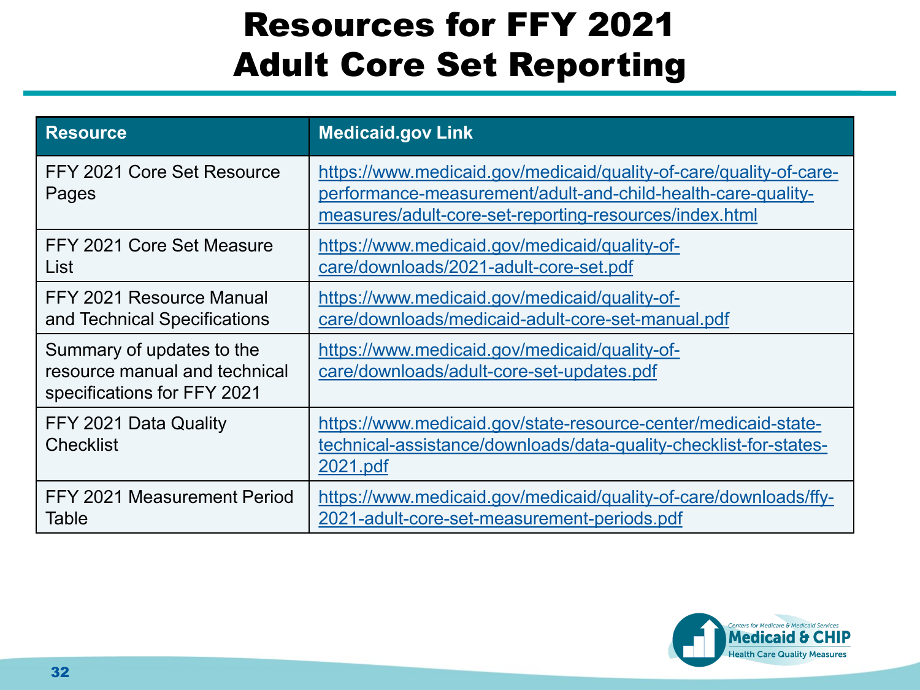# Resources for FFY 2021 Adult Core Set Reporting

| Resource | Medicaid.gov Link |
| --- | --- |
| FFY 2021 Core Set Resource Pages | https://www.medicaid.gov/medicaid/quality-of-care/quality-of-care-performance-measurement/adult-and-child-health-care-quality-measures/adult-core-set-reporting-resources/index.html |
| FFY 2021 Core Set Measure List | https://www.medicaid.gov/medicaid/quality-of-care/downloads/2021-adult-core-set.pdf |
| FFY 2021 Resource Manual and Technical Specifications | https://www.medicaid.gov/medicaid/quality-of-care/downloads/medicaid-adult-core-set-manual.pdf |
| Summary of updates to the resource manual and technical specifications for FFY 2021 | https://www.medicaid.gov/medicaid/quality-of-care/downloads/adult-core-set-updates.pdf |
| FFY 2021 Data Quality Checklist | https://www.medicaid.gov/state-resource-center/medicaid-state-technical-assistance/downloads/data-quality-checklist-for-states-2021.pdf |
| FFY 2021 Measurement Period Table | https://www.medicaid.gov/medicaid/quality-of-care/downloads/ffy-2021-adult-core-set-measurement-periods.pdf |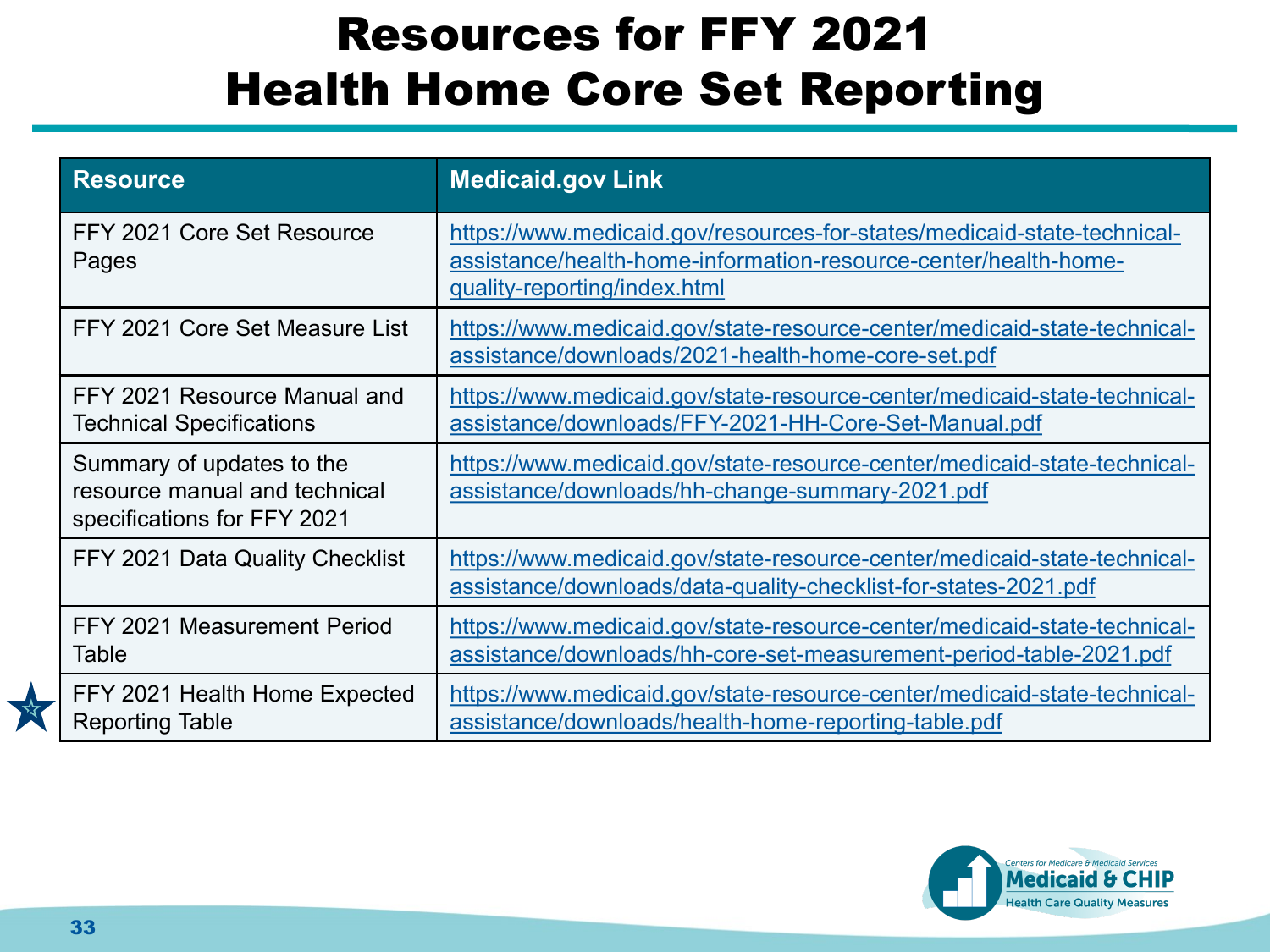# Resources for FFY 2021 Health Home Core Set Reporting

| Resource | Medicaid.gov Link |
| --- | --- |
| FFY 2021 Core Set Resource Pages | https://www.medicaid.gov/resources-for-states/medicaid-state-technical-assistance/health-home-information-resource-center/health-home-quality-reporting/index.html |
| FFY 2021 Core Set Measure List | https://www.medicaid.gov/state-resource-center/medicaid-state-technical-assistance/downloads/2021-health-home-core-set.pdf |
| FFY 2021 Resource Manual and Technical Specifications | https://www.medicaid.gov/state-resource-center/medicaid-state-technical-assistance/downloads/FFY-2021-HH-Core-Set-Manual.pdf |
| Summary of updates to the resource manual and technical specifications for FFY 2021 | https://www.medicaid.gov/state-resource-center/medicaid-state-technical-assistance/downloads/hh-change-summary-2021.pdf |
| FFY 2021 Data Quality Checklist | https://www.medicaid.gov/state-resource-center/medicaid-state-technical-assistance/downloads/data-quality-checklist-for-states-2021.pdf |
| FFY 2021 Measurement Period Table | https://www.medicaid.gov/state-resource-center/medicaid-state-technical-assistance/downloads/hh-core-set-measurement-period-table-2021.pdf |
| FFY 2021 Health Home Expected Reporting Table | https://www.medicaid.gov/state-resource-center/medicaid-state-technical-assistance/downloads/health-home-reporting-table.pdf |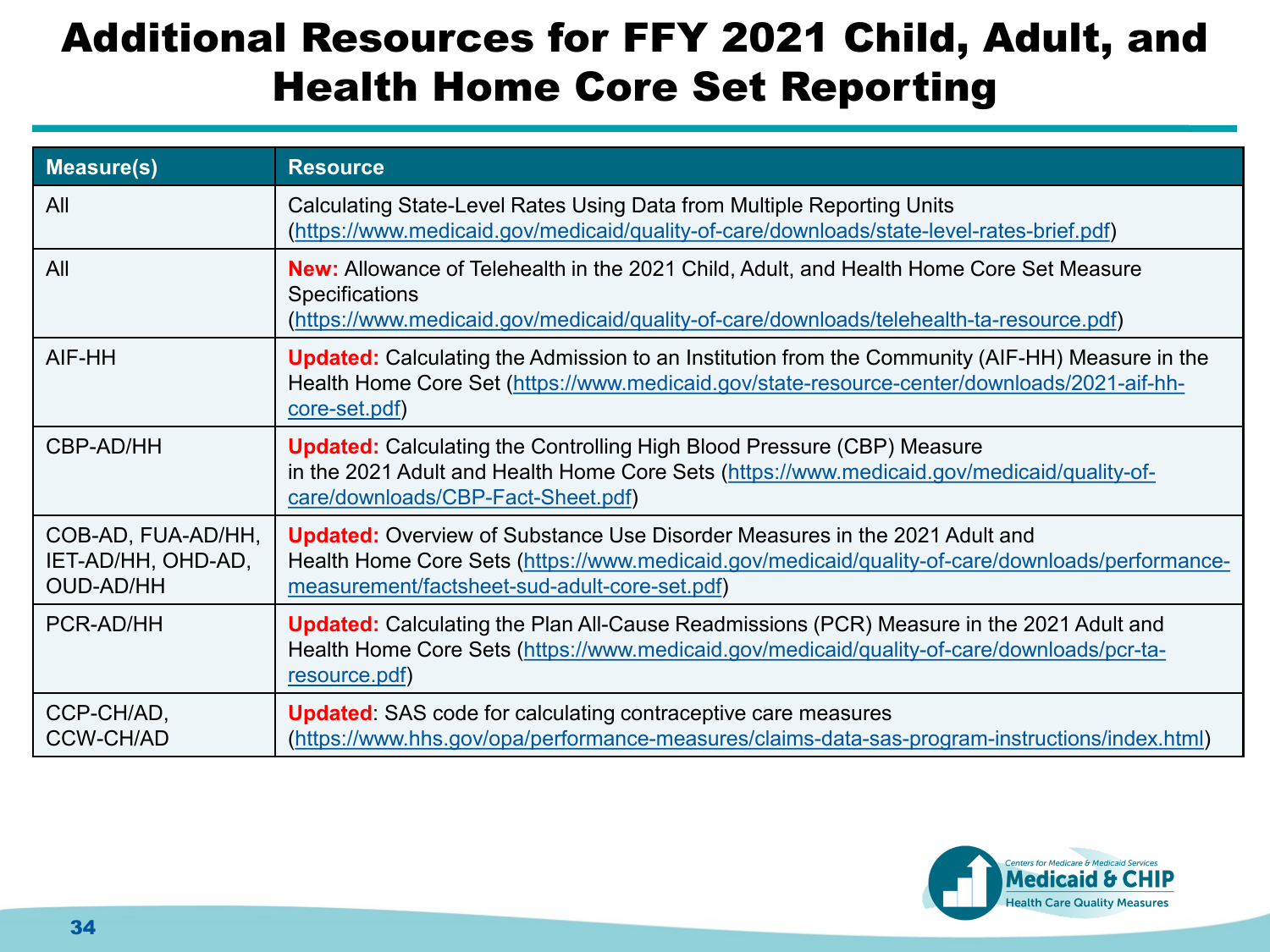# Additional Resources for FFY 2021 Child, Adult, and Health Home Core Set Reporting

| Measure(s) | Resource |
|---|---|
| All | Calculating State-Level Rates Using Data from Multiple Reporting Units (https://www.medicaid.gov/medicaid/quality-of-care/downloads/state-level-rates-brief.pdf) |
| All | **New:** Allowance of Telehealth in the 2021 Child, Adult, and Health Home Core Set Measure Specifications (https://www.medicaid.gov/medicaid/quality-of-care/downloads/telehealth-ta-resource.pdf) |
| AIF-HH | **Updated:** Calculating the Admission to an Institution from the Community (AIF-HH) Measure in the Health Home Core Set (https://www.medicaid.gov/state-resource-center/downloads/2021-aif-hh-core-set.pdf) |
| CBP-AD/HH | **Updated:** Calculating the Controlling High Blood Pressure (CBP) Measure in the 2021 Adult and Health Home Core Sets (https://www.medicaid.gov/medicaid/quality-of-care/downloads/CBP-Fact-Sheet.pdf) |
| COB-AD, FUA-AD/HH, IET-AD/HH, OHD-AD, OUD-AD/HH | **Updated:** Overview of Substance Use Disorder Measures in the 2021 Adult and Health Home Core Sets (https://www.medicaid.gov/medicaid/quality-of-care/downloads/performance-measurement/factsheet-sud-adult-core-set.pdf) |
| PCR-AD/HH | **Updated:** Calculating the Plan All-Cause Readmissions (PCR) Measure in the 2021 Adult and Health Home Core Sets (https://www.medicaid.gov/medicaid/quality-of-care/downloads/pcr-ta-resource.pdf) |
| CCP-CH/AD, CCW-CH/AD | **Updated**: SAS code for calculating contraceptive care measures (https://www.hhs.gov/opa/performance-measures/claims-data-sas-program-instructions/index.html) |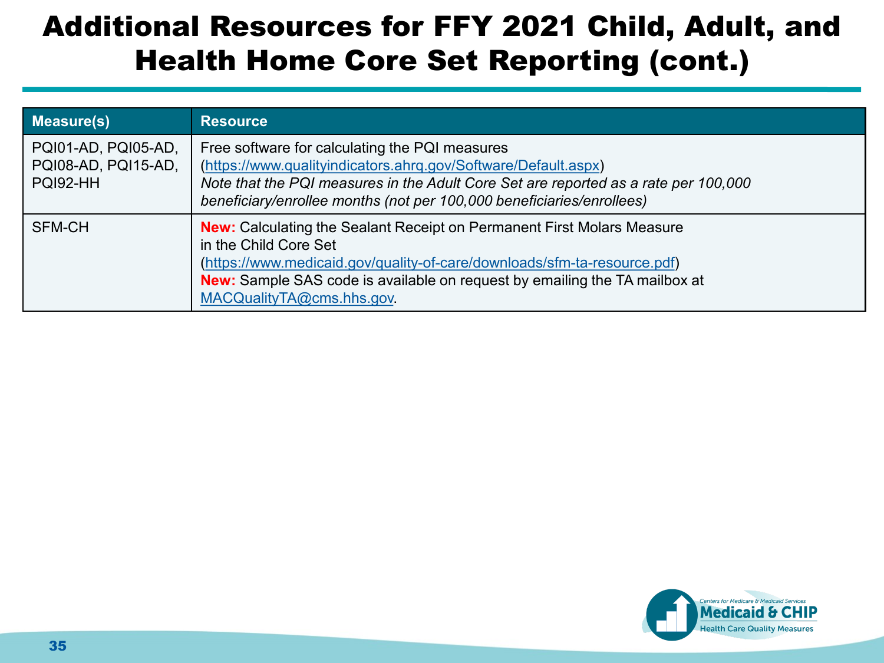# Additional Resources for FFY 2021 Child, Adult, and Health Home Core Set Reporting (cont.)

| Measure(s) | Resource |
|---|---|
| PQI01-AD, PQI05-AD, PQI08-AD, PQI15-AD, PQI92-HH | Free software for calculating the PQI measures (https://www.qualityindicators.ahrq.gov/Software/Default.aspx) *Note that the PQI measures in the Adult Core Set are reported as a rate per 100,000 beneficiary/enrollee months (not per 100,000 beneficiaries/enrollees)* |
| SFM-CH | **New:** Calculating the Sealant Receipt on Permanent First Molars Measure in the Child Core Set (https://www.medicaid.gov/quality-of-care/downloads/sfm-ta-resource.pdf) **New:** Sample SAS code is available on request by emailing the TA mailbox at MACQualityTA@cms.hhs.gov. |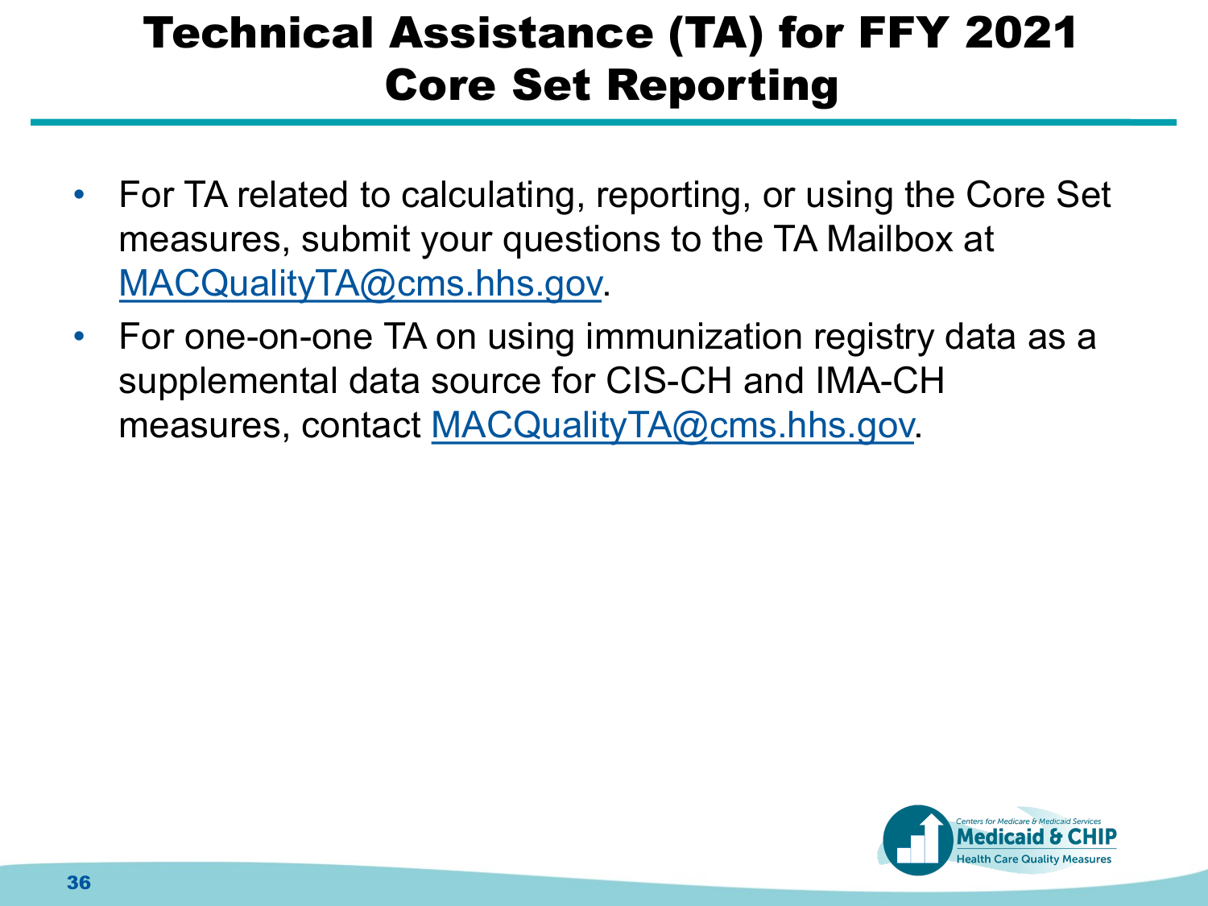# Technical Assistance (TA) for FFY 2021 Core Set Reporting

- For TA related to calculating, reporting, or using the Core Set measures, submit your questions to the TA Mailbox at MACQualityTA@cms.hhs.gov.
- For one-on-one TA on using immunization registry data as a supplemental data source for CIS-CH and IMA-CH measures, contact MACQualityTA@cms.hhs.gov.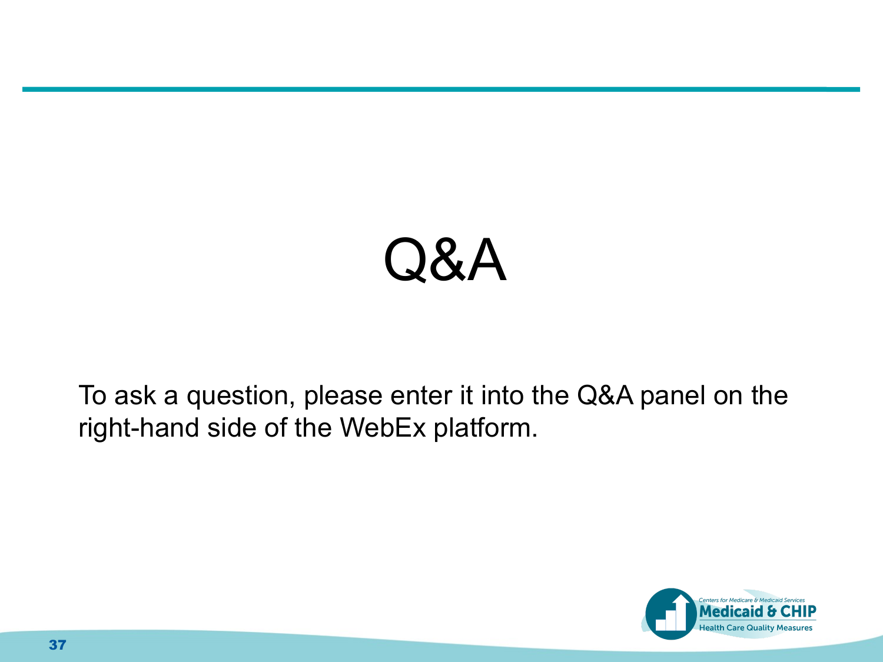# Q&A

To ask a question, please enter it into the Q&A panel on the right-hand side of the WebEx platform.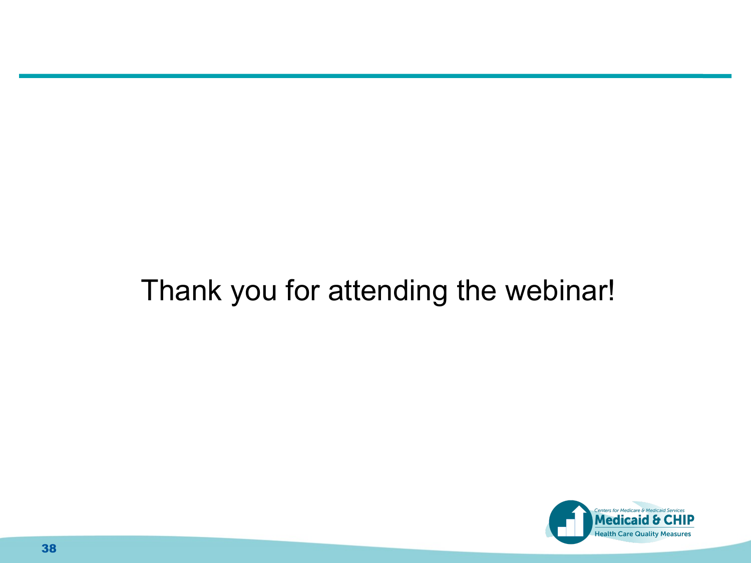Thank you for attending the webinar!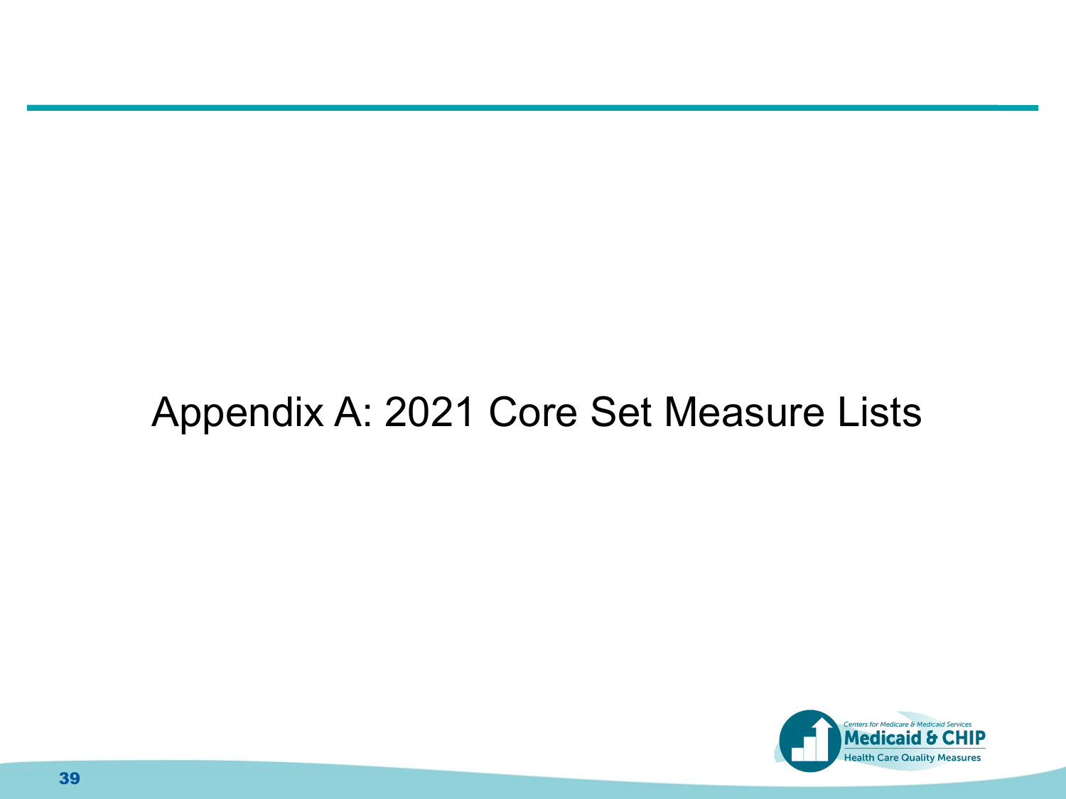# Appendix A: 2021 Core Set Measure Lists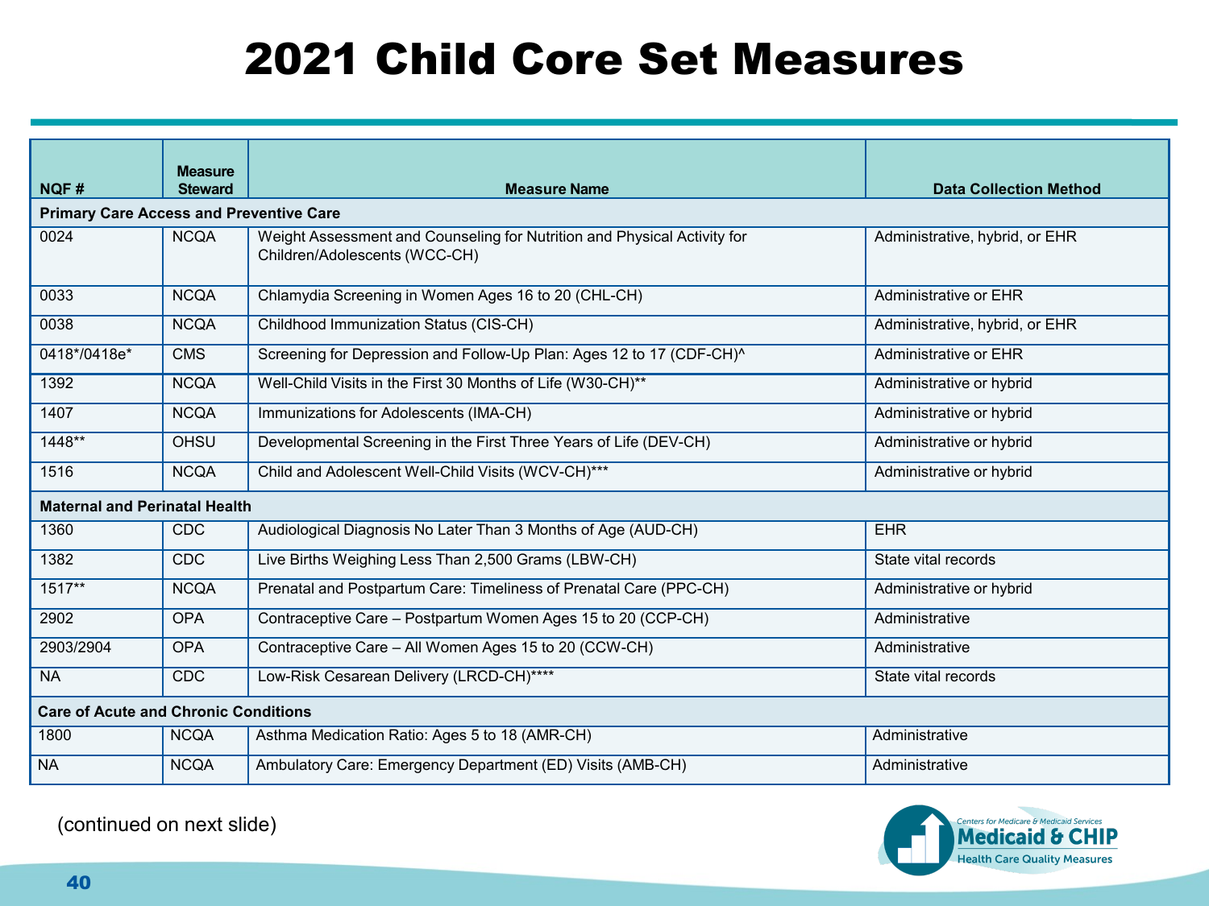# 2021 Child Core Set Measures

| NQF # | Measure Steward | Measure Name | Data Collection Method |
|---|---|---|---|
| **Primary Care Access and Preventive Care** | | | |
| 0024 | NCQA | Weight Assessment and Counseling for Nutrition and Physical Activity for Children/Adolescents (WCC-CH) | Administrative, hybrid, or EHR |
| 0033 | NCQA | Chlamydia Screening in Women Ages 16 to 20 (CHL-CH) | Administrative or EHR |
| 0038 | NCQA | Childhood Immunization Status (CIS-CH) | Administrative, hybrid, or EHR |
| 0418*/0418e* | CMS | Screening for Depression and Follow-Up Plan: Ages 12 to 17 (CDF-CH)^ | Administrative or EHR |
| 1392 | NCQA | Well-Child Visits in the First 30 Months of Life (W30-CH)** | Administrative or hybrid |
| 1407 | NCQA | Immunizations for Adolescents (IMA-CH) | Administrative or hybrid |
| 1448** | OHSU | Developmental Screening in the First Three Years of Life (DEV-CH) | Administrative or hybrid |
| 1516 | NCQA | Child and Adolescent Well-Child Visits (WCV-CH)*** | Administrative or hybrid |
| **Maternal and Perinatal Health** | | | |
| 1360 | CDC | Audiological Diagnosis No Later Than 3 Months of Age (AUD-CH) | EHR |
| 1382 | CDC | Live Births Weighing Less Than 2,500 Grams (LBW-CH) | State vital records |
| 1517** | NCQA | Prenatal and Postpartum Care: Timeliness of Prenatal Care (PPC-CH) | Administrative or hybrid |
| 2902 | OPA | Contraceptive Care – Postpartum Women Ages 15 to 20 (CCP-CH) | Administrative |
| 2903/2904 | OPA | Contraceptive Care – All Women Ages 15 to 20 (CCW-CH) | Administrative |
| NA | CDC | Low-Risk Cesarean Delivery (LRCD-CH)**** | State vital records |
| **Care of Acute and Chronic Conditions** | | | |
| 1800 | NCQA | Asthma Medication Ratio: Ages 5 to 18 (AMR-CH) | Administrative |
| NA | NCQA | Ambulatory Care: Emergency Department (ED) Visits (AMB-CH) | Administrative |

(continued on next slide)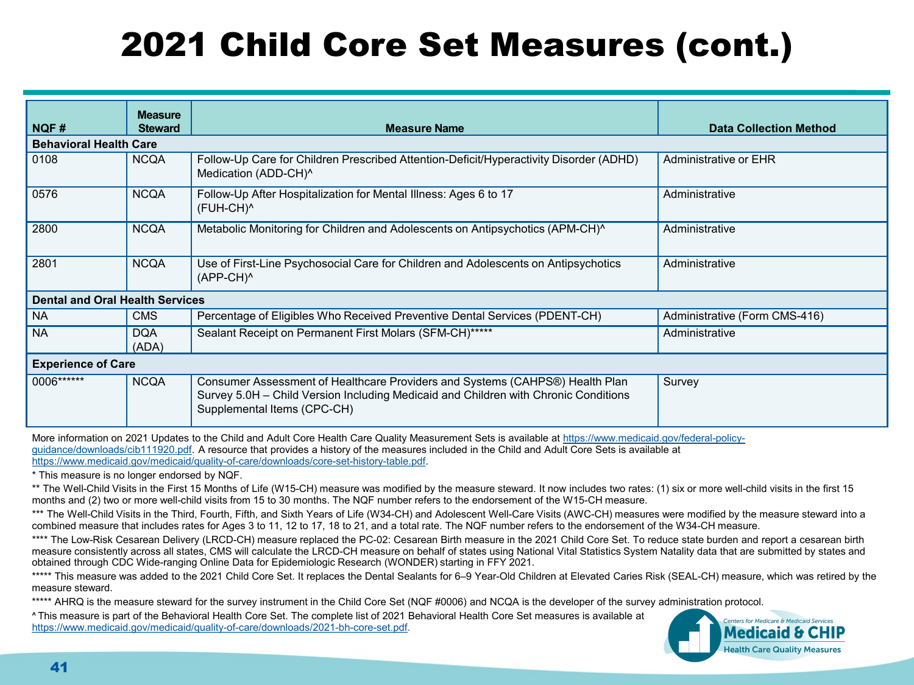# 2021 Child Core Set Measures (cont.)

| NQF # | Measure Steward | Measure Name | Data Collection Method |
|---|---|---|---|
| **Behavioral Health Care** | | | |
| 0108 | NCQA | Follow-Up Care for Children Prescribed Attention-Deficit/Hyperactivity Disorder (ADHD) Medication (ADD-CH)^ | Administrative or EHR |
| 0576 | NCQA | Follow-Up After Hospitalization for Mental Illness: Ages 6 to 17 (FUH-CH)^ | Administrative |
| 2800 | NCQA | Metabolic Monitoring for Children and Adolescents on Antipsychotics (APM-CH)^ | Administrative |
| 2801 | NCQA | Use of First-Line Psychosocial Care for Children and Adolescents on Antipsychotics (APP-CH)^ | Administrative |
| **Dental and Oral Health Services** | | | |
| NA | CMS | Percentage of Eligibles Who Received Preventive Dental Services (PDENT-CH) | Administrative (Form CMS-416) |
| NA | DQA (ADA) | Sealant Receipt on Permanent First Molars (SFM-CH)***** | Administrative |
| **Experience of Care** | | | |
| 0006****** | NCQA | Consumer Assessment of Healthcare Providers and Systems (CAHPS®) Health Plan Survey 5.0H – Child Version Including Medicaid and Children with Chronic Conditions Supplemental Items (CPC-CH) | Survey |

More information on 2021 Updates to the Child and Adult Core Health Care Quality Measurement Sets is available at https://www.medicaid.gov/federal-policy-guidance/downloads/cib111920.pdf. A resource that provides a history of the measures included in the Child and Adult Core Sets is available at https://www.medicaid.gov/medicaid/quality-of-care/downloads/core-set-history-table.pdf.

* This measure is no longer endorsed by NQF.

** The Well-Child Visits in the First 15 Months of Life (W15-CH) measure was modified by the measure steward. It now includes two rates: (1) six or more well-child visits in the first 15 months and (2) two or more well-child visits from 15 to 30 months. The NQF number refers to the endorsement of the W15-CH measure.

*** The Well-Child Visits in the Third, Fourth, Fifth, and Sixth Years of Life (W34-CH) and Adolescent Well-Care Visits (AWC-CH) measures were modified by the measure steward into a combined measure that includes rates for Ages 3 to 11, 12 to 17, 18 to 21, and a total rate. The NQF number refers to the endorsement of the W34-CH measure.

**** The Low-Risk Cesarean Delivery (LRCD-CH) measure replaced the PC-02: Cesarean Birth measure in the 2021 Child Core Set. To reduce state burden and report a cesarean birth measure consistently across all states, CMS will calculate the LRCD-CH measure on behalf of states using National Vital Statistics System Natality data that are submitted by states and obtained through CDC Wide-ranging Online Data for Epidemiologic Research (WONDER) starting in FFY 2021.

***** This measure was added to the 2021 Child Core Set. It replaces the Dental Sealants for 6–9 Year-Old Children at Elevated Caries Risk (SEAL-CH) measure, which was retired by the measure steward.

***** AHRQ is the measure steward for the survey instrument in the Child Core Set (NQF #0006) and NCQA is the developer of the survey administration protocol.

^ This measure is part of the Behavioral Health Core Set. The complete list of 2021 Behavioral Health Core Set measures is available at https://www.medicaid.gov/medicaid/quality-of-care/downloads/2021-bh-core-set.pdf.

Centers for Medicare & Medicaid Services
Medicaid & CHIP
Health Care Quality Measures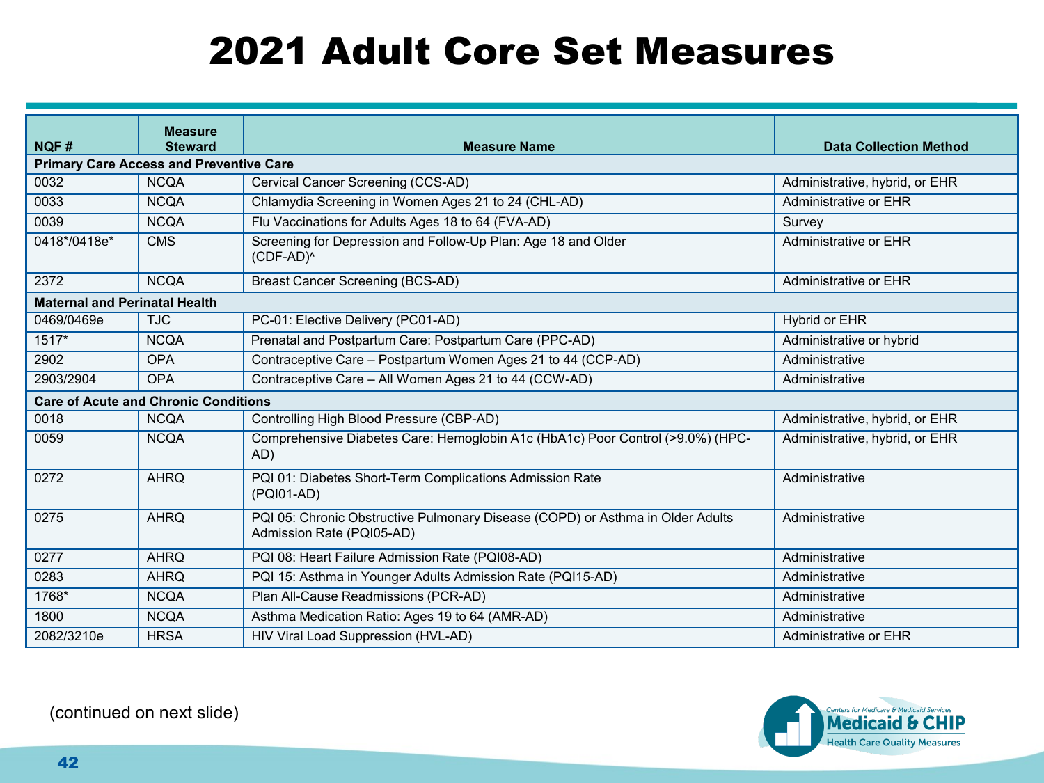# 2021 Adult Core Set Measures

| NQF # | Measure Steward | Measure Name | Data Collection Method |
|---|---|---|---|
| **Primary Care Access and Preventive Care** | | | |
| 0032 | NCQA | Cervical Cancer Screening (CCS-AD) | Administrative, hybrid, or EHR |
| 0033 | NCQA | Chlamydia Screening in Women Ages 21 to 24 (CHL-AD) | Administrative or EHR |
| 0039 | NCQA | Flu Vaccinations for Adults Ages 18 to 64 (FVA-AD) | Survey |
| 0418*/0418e* | CMS | Screening for Depression and Follow-Up Plan: Age 18 and Older (CDF-AD)^ | Administrative or EHR |
| 2372 | NCQA | Breast Cancer Screening (BCS-AD) | Administrative or EHR |
| **Maternal and Perinatal Health** | | | |
| 0469/0469e | TJC | PC-01: Elective Delivery (PC01-AD) | Hybrid or EHR |
| 1517* | NCQA | Prenatal and Postpartum Care: Postpartum Care (PPC-AD) | Administrative or hybrid |
| 2902 | OPA | Contraceptive Care – Postpartum Women Ages 21 to 44 (CCP-AD) | Administrative |
| 2903/2904 | OPA | Contraceptive Care – All Women Ages 21 to 44 (CCW-AD) | Administrative |
| **Care of Acute and Chronic Conditions** | | | |
| 0018 | NCQA | Controlling High Blood Pressure (CBP-AD) | Administrative, hybrid, or EHR |
| 0059 | NCQA | Comprehensive Diabetes Care: Hemoglobin A1c (HbA1c) Poor Control (>9.0%) (HPC-AD) | Administrative, hybrid, or EHR |
| 0272 | AHRQ | PQI 01: Diabetes Short-Term Complications Admission Rate (PQI01-AD) | Administrative |
| 0275 | AHRQ | PQI 05: Chronic Obstructive Pulmonary Disease (COPD) or Asthma in Older Adults Admission Rate (PQI05-AD) | Administrative |
| 0277 | AHRQ | PQI 08: Heart Failure Admission Rate (PQI08-AD) | Administrative |
| 0283 | AHRQ | PQI 15: Asthma in Younger Adults Admission Rate (PQI15-AD) | Administrative |
| 1768* | NCQA | Plan All-Cause Readmissions (PCR-AD) | Administrative |
| 1800 | NCQA | Asthma Medication Ratio: Ages 19 to 64 (AMR-AD) | Administrative |
| 2082/3210e | HRSA | HIV Viral Load Suppression (HVL-AD) | Administrative or EHR |

(continued on next slide)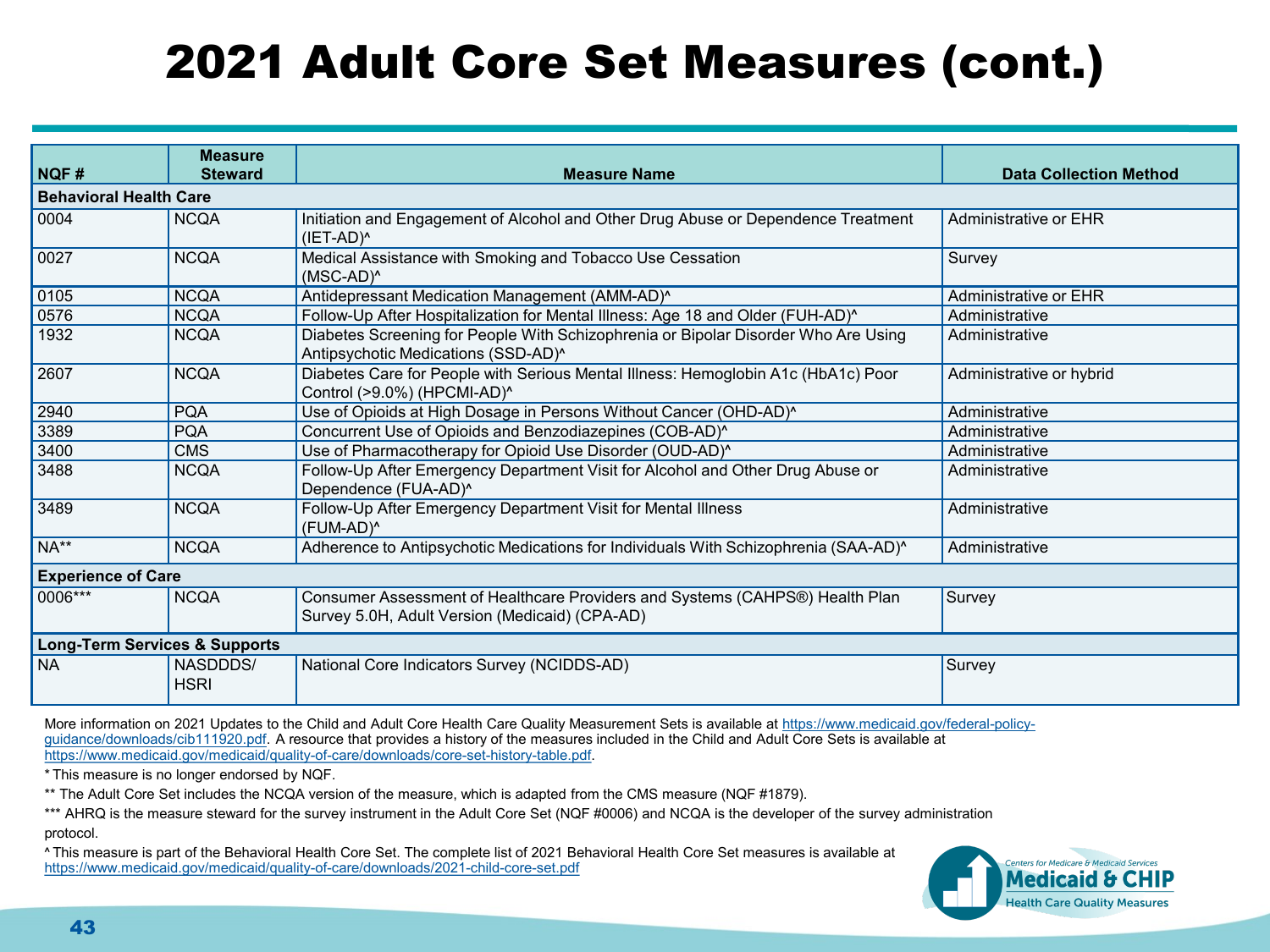# 2021 Adult Core Set Measures (cont.)

| NQF # | Measure Steward | Measure Name | Data Collection Method |
|---|---|---|---|
| **Behavioral Health Care** | | | |
| 0004 | NCQA | Initiation and Engagement of Alcohol and Other Drug Abuse or Dependence Treatment (IET-AD)^ | Administrative or EHR |
| 0027 | NCQA | Medical Assistance with Smoking and Tobacco Use Cessation (MSC-AD)^ | Survey |
| 0105 | NCQA | Antidepressant Medication Management (AMM-AD)^ | Administrative or EHR |
| 0576 | NCQA | Follow-Up After Hospitalization for Mental Illness: Age 18 and Older (FUH-AD)^ | Administrative |
| 1932 | NCQA | Diabetes Screening for People With Schizophrenia or Bipolar Disorder Who Are Using Antipsychotic Medications (SSD-AD)^ | Administrative |
| 2607 | NCQA | Diabetes Care for People with Serious Mental Illness: Hemoglobin A1c (HbA1c) Poor Control (>9.0%) (HPCMI-AD)^ | Administrative or hybrid |
| 2940 | PQA | Use of Opioids at High Dosage in Persons Without Cancer (OHD-AD)^ | Administrative |
| 3389 | PQA | Concurrent Use of Opioids and Benzodiazepines (COB-AD)^ | Administrative |
| 3400 | CMS | Use of Pharmacotherapy for Opioid Use Disorder (OUD-AD)^ | Administrative |
| 3488 | NCQA | Follow-Up After Emergency Department Visit for Alcohol and Other Drug Abuse or Dependence (FUA-AD)^ | Administrative |
| 3489 | NCQA | Follow-Up After Emergency Department Visit for Mental Illness (FUM-AD)^ | Administrative |
| NA** | NCQA | Adherence to Antipsychotic Medications for Individuals With Schizophrenia (SAA-AD)^ | Administrative |
| **Experience of Care** | | | |
| 0006*** | NCQA | Consumer Assessment of Healthcare Providers and Systems (CAHPS®) Health Plan Survey 5.0H, Adult Version (Medicaid) (CPA-AD) | Survey |
| **Long-Term Services & Supports** | | | |
| NA | NASDDDS/ HSRI | National Core Indicators Survey (NCIDDS-AD) | Survey |

More information on 2021 Updates to the Child and Adult Core Health Care Quality Measurement Sets is available at https://www.medicaid.gov/federal-policy-guidance/downloads/cib111920.pdf. A resource that provides a history of the measures included in the Child and Adult Core Sets is available at https://www.medicaid.gov/medicaid/quality-of-care/downloads/core-set-history-table.pdf.

* This measure is no longer endorsed by NQF.

** The Adult Core Set includes the NCQA version of the measure, which is adapted from the CMS measure (NQF #1879).

*** AHRQ is the measure steward for the survey instrument in the Adult Core Set (NQF #0006) and NCQA is the developer of the survey administration protocol.

^ This measure is part of the Behavioral Health Core Set. The complete list of 2021 Behavioral Health Core Set measures is available at https://www.medicaid.gov/medicaid/quality-of-care/downloads/2021-child-core-set.pdf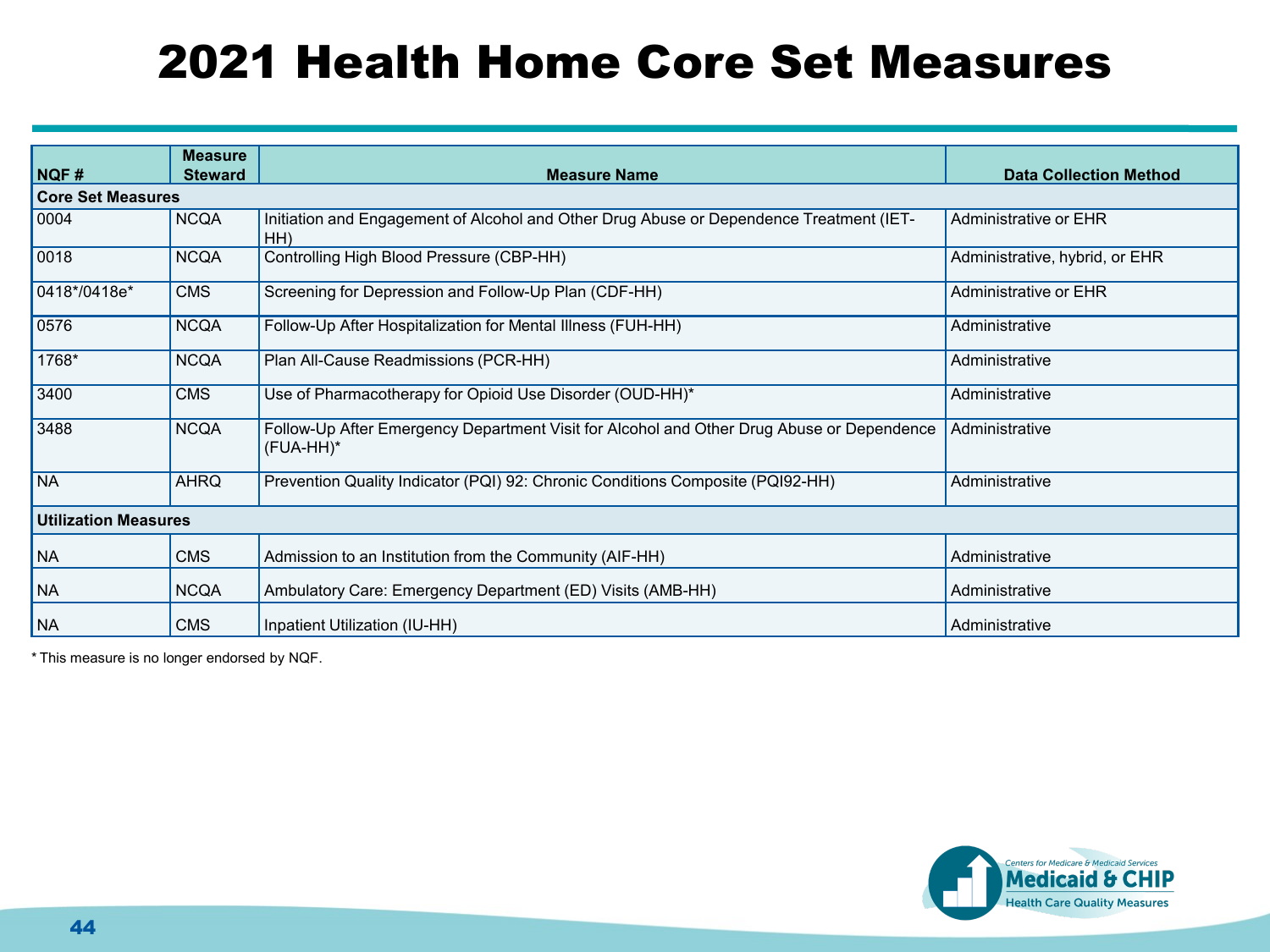# 2021 Health Home Core Set Measures

| NQF # | Measure Steward | Measure Name | Data Collection Method |
|---|---|---|---|
| **Core Set Measures** | | | |
| 0004 | NCQA | Initiation and Engagement of Alcohol and Other Drug Abuse or Dependence Treatment (IET-HH) | Administrative or EHR |
| 0018 | NCQA | Controlling High Blood Pressure (CBP-HH) | Administrative, hybrid, or EHR |
| 0418*/0418e* | CMS | Screening for Depression and Follow-Up Plan (CDF-HH) | Administrative or EHR |
| 0576 | NCQA | Follow-Up After Hospitalization for Mental Illness (FUH-HH) | Administrative |
| 1768* | NCQA | Plan All-Cause Readmissions (PCR-HH) | Administrative |
| 3400 | CMS | Use of Pharmacotherapy for Opioid Use Disorder (OUD-HH)* | Administrative |
| 3488 | NCQA | Follow-Up After Emergency Department Visit for Alcohol and Other Drug Abuse or Dependence (FUA-HH)* | Administrative |
| NA | AHRQ | Prevention Quality Indicator (PQI) 92: Chronic Conditions Composite (PQI92-HH) | Administrative |
| **Utilization Measures** | | | |
| NA | CMS | Admission to an Institution from the Community (AIF-HH) | Administrative |
| NA | NCQA | Ambulatory Care: Emergency Department (ED) Visits (AMB-HH) | Administrative |
| NA | CMS | Inpatient Utilization (IU-HH) | Administrative |

* This measure is no longer endorsed by NQF.